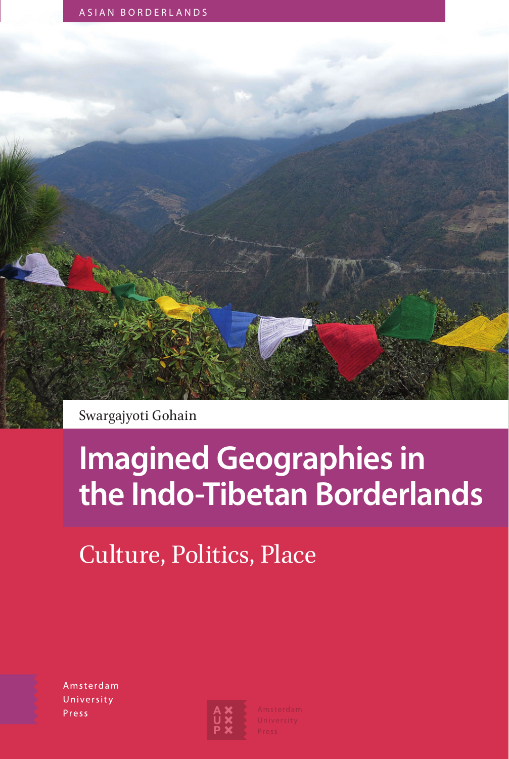ASIAN BORDERLANDS

Swargajyoti Gohain

# Imagined Geographies in the Indo-Tibetan Borderlands

## Culture, Politics, Place

Amsterdam University Press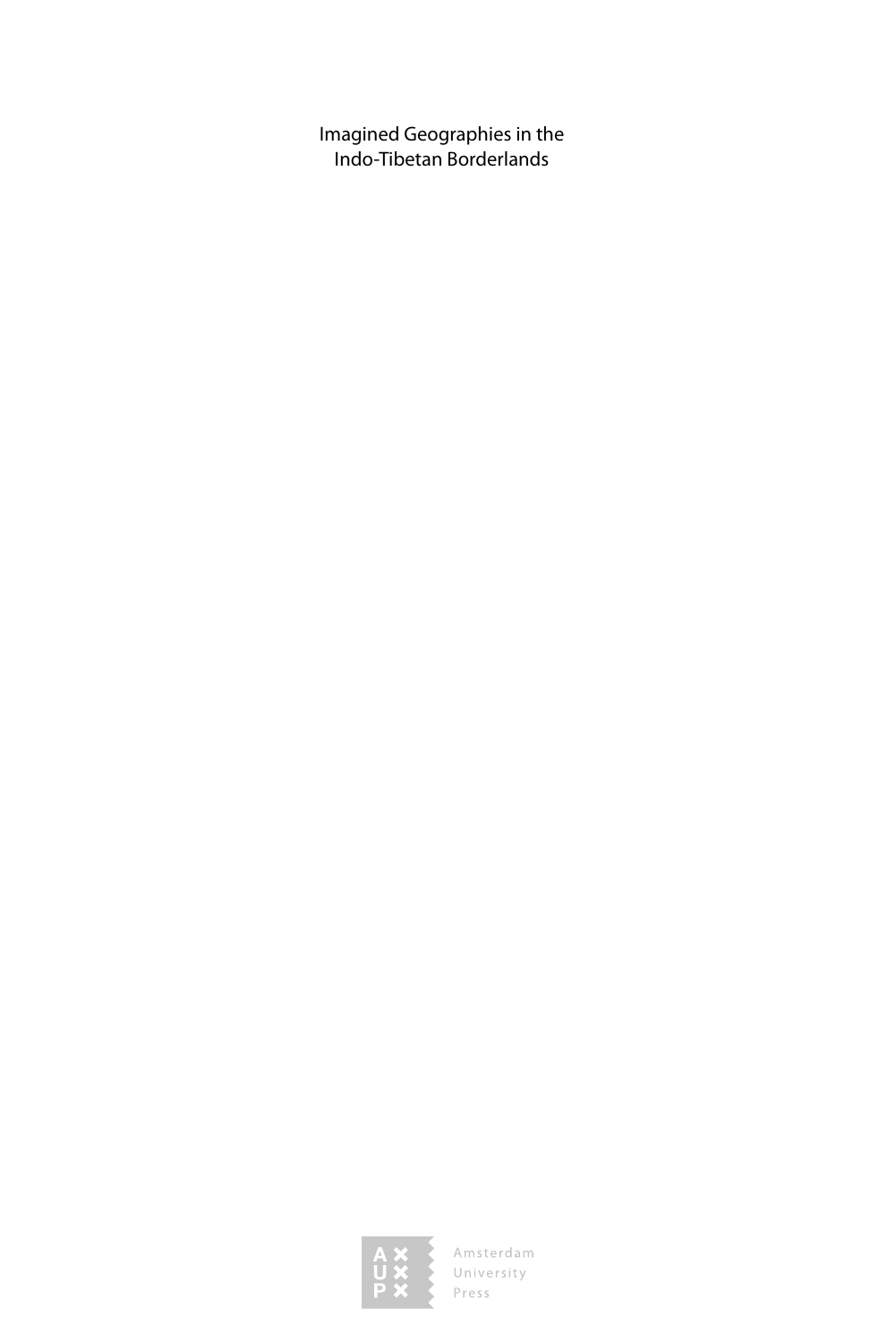Imagined Geographies in the Indo-Tibetan Borderlands

Amsterdam University Press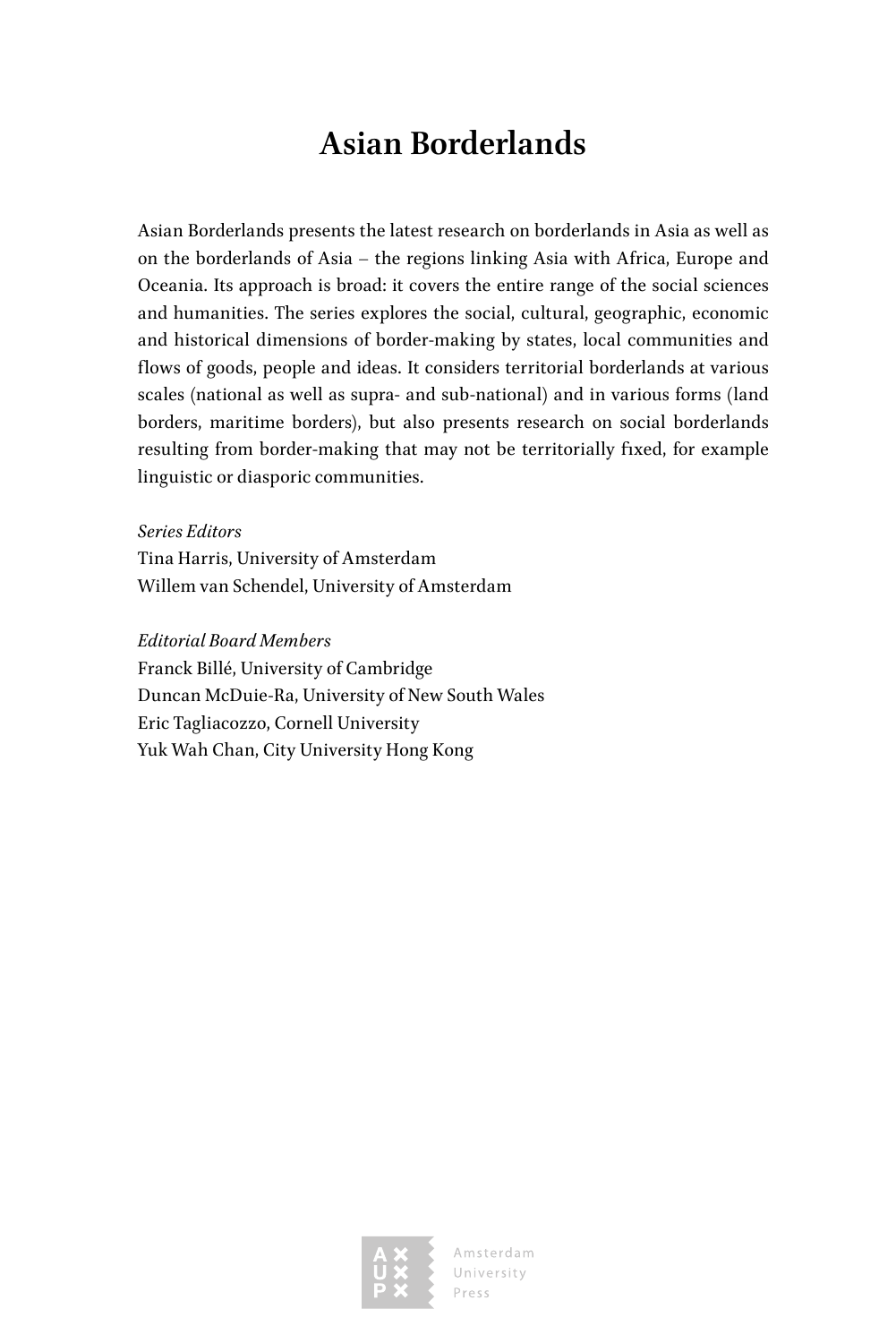# Asian Borderlands

Asian Borderlands presents the latest research on borderlands in Asia as well as on the borderlands of Asia – the regions linking Asia with Africa, Europe and Oceania. Its approach is broad: it covers the entire range of the social sciences and humanities. The series explores the social, cultural, geographic, economic and historical dimensions of border-making by states, local communities and flows of goods, people and ideas. It considers territorial borderlands at various scales (national as well as supra- and sub-national) and in various forms (land borders, maritime borders), but also presents research on social borderlands resulting from border-making that may not be territorially fixed, for example linguistic or diasporic communities.

*Series Editors*
Tina Harris, University of Amsterdam
Willem van Schendel, University of Amsterdam

*Editorial Board Members*
Franck Billé, University of Cambridge
Duncan McDuie-Ra, University of New South Wales
Eric Tagliacozzo, Cornell University
Yuk Wah Chan, City University Hong Kong

Amsterdam University Press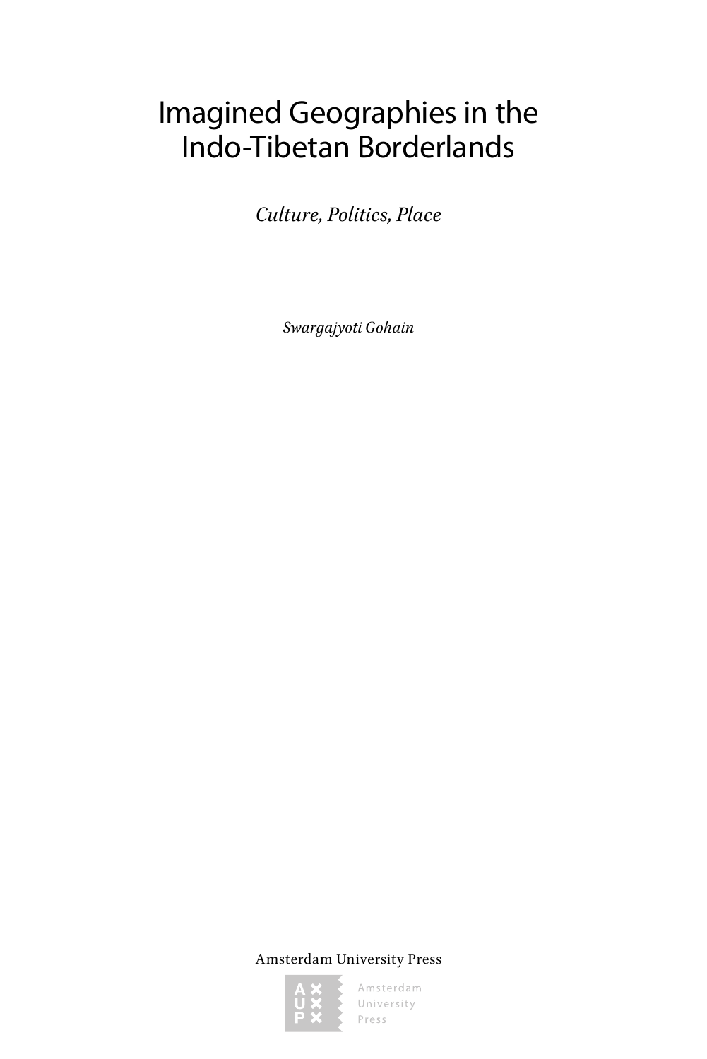# Imagined Geographies in the Indo-Tibetan Borderlands

*Culture, Politics, Place*

*Swargajyoti Gohain*

Amsterdam University Press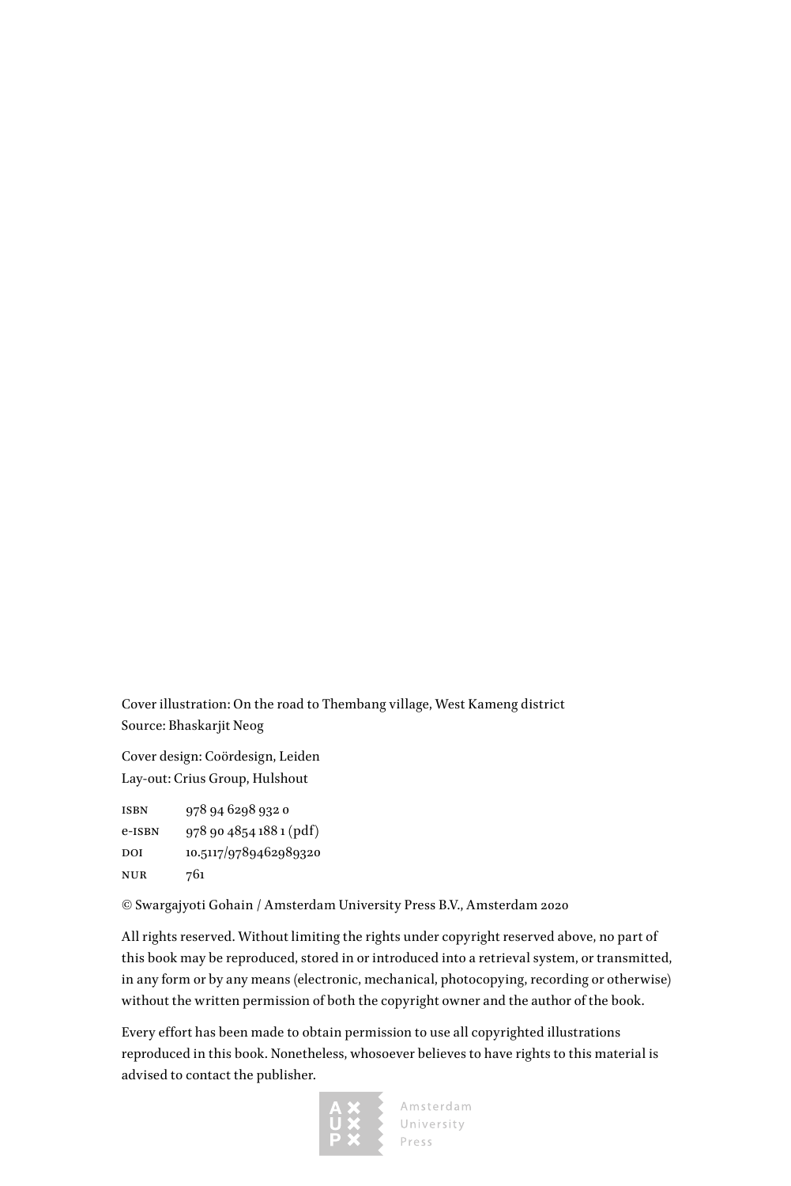Cover illustration: On the road to Thembang village, West Kameng district
Source: Bhaskarjit Neog

Cover design: Coördesign, Leiden
Lay-out: Crius Group, Hulshout

| | |
|---|---|
| ISBN | 978 94 6298 932 0 |
| e-ISBN | 978 90 4854 188 1 (pdf) |
| DOI | 10.5117/9789462989320 |
| NUR | 761 |

© Swargajyoti Gohain / Amsterdam University Press B.V., Amsterdam 2020

All rights reserved. Without limiting the rights under copyright reserved above, no part of this book may be reproduced, stored in or introduced into a retrieval system, or transmitted, in any form or by any means (electronic, mechanical, photocopying, recording or otherwise) without the written permission of both the copyright owner and the author of the book.

Every effort has been made to obtain permission to use all copyrighted illustrations reproduced in this book. Nonetheless, whosoever believes to have rights to this material is advised to contact the publisher.

Amsterdam University Press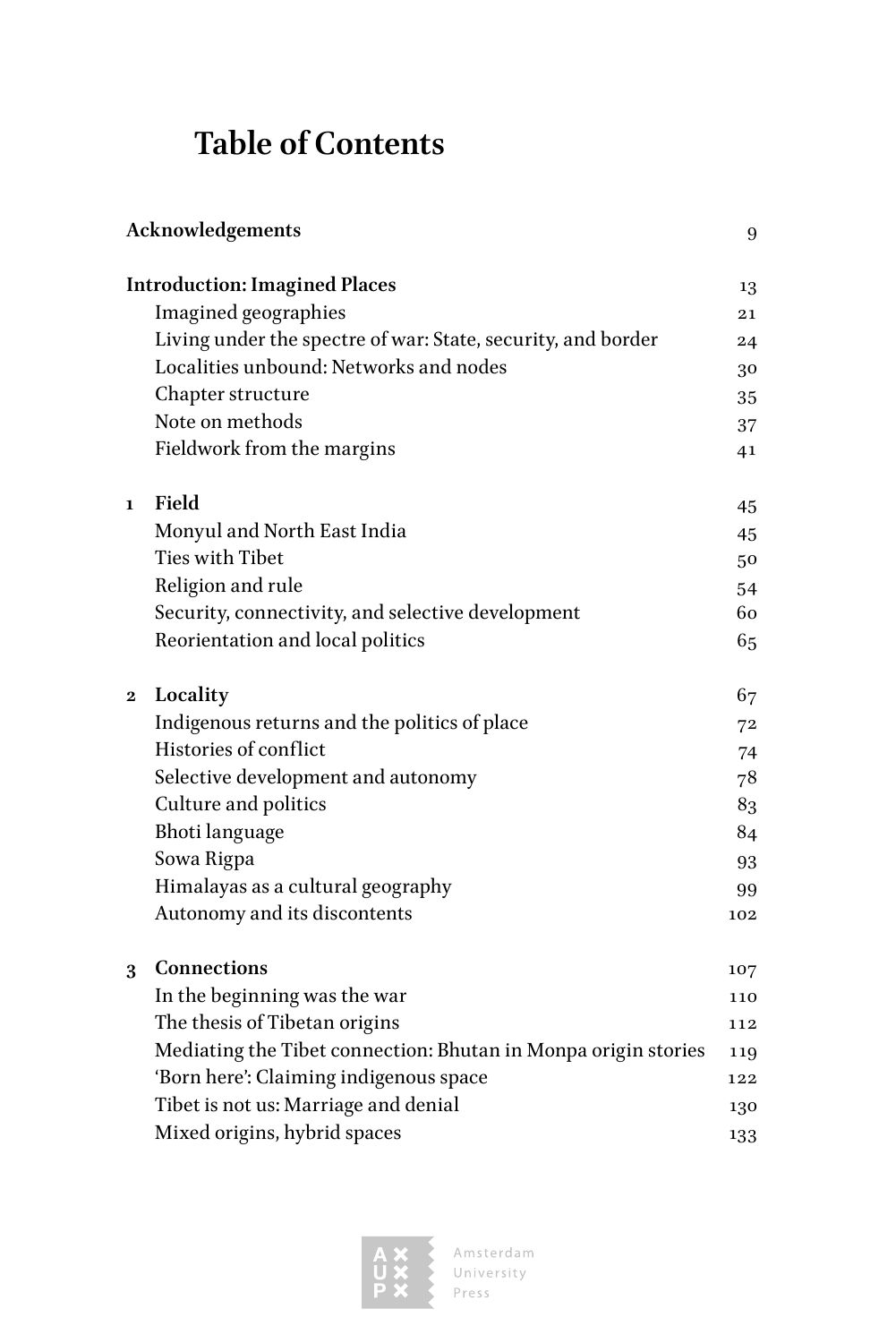# Table of Contents

| | | |
|---|---|---|
| **Acknowledgements** | | 9 |
| **Introduction: Imagined Places** | | 13 |
| | Imagined geographies | 21 |
| | Living under the spectre of war: State, security, and border | 24 |
| | Localities unbound: Networks and nodes | 30 |
| | Chapter structure | 35 |
| | Note on methods | 37 |
| | Fieldwork from the margins | 41 |
| **1** | **Field** | 45 |
| | Monyul and North East India | 45 |
| | Ties with Tibet | 50 |
| | Religion and rule | 54 |
| | Security, connectivity, and selective development | 60 |
| | Reorientation and local politics | 65 |
| **2** | **Locality** | 67 |
| | Indigenous returns and the politics of place | 72 |
| | Histories of conflict | 74 |
| | Selective development and autonomy | 78 |
| | Culture and politics | 83 |
| | Bhoti language | 84 |
| | Sowa Rigpa | 93 |
| | Himalayas as a cultural geography | 99 |
| | Autonomy and its discontents | 102 |
| **3** | **Connections** | 107 |
| | In the beginning was the war | 110 |
| | The thesis of Tibetan origins | 112 |
| | Mediating the Tibet connection: Bhutan in Monpa origin stories | 119 |
| | 'Born here': Claiming indigenous space | 122 |
| | Tibet is not us: Marriage and denial | 130 |
| | Mixed origins, hybrid spaces | 133 |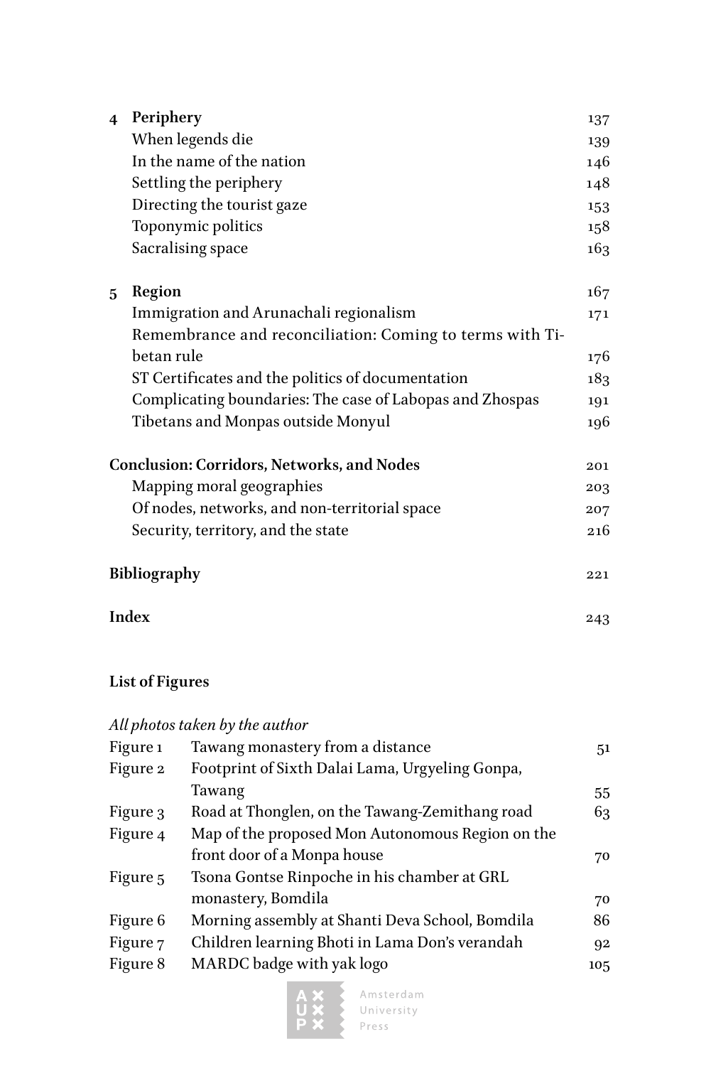| | | |
|---|---|---|
| **4** | **Periphery** | 137 |
| | When legends die | 139 |
| | In the name of the nation | 146 |
| | Settling the periphery | 148 |
| | Directing the tourist gaze | 153 |
| | Toponymic politics | 158 |
| | Sacralising space | 163 |
| **5** | **Region** | 167 |
| | Immigration and Arunachali regionalism | 171 |
| | Remembrance and reconciliation: Coming to terms with Tibetan rule | 176 |
| | ST Certificates and the politics of documentation | 183 |
| | Complicating boundaries: The case of Labopas and Zhospas | 191 |
| | Tibetans and Monpas outside Monyul | 196 |
| | **Conclusion: Corridors, Networks, and Nodes** | 201 |
| | Mapping moral geographies | 203 |
| | Of nodes, networks, and non-territorial space | 207 |
| | Security, territory, and the state | 216 |
| | **Bibliography** | 221 |
| | **Index** | 243 |

## List of Figures

*All photos taken by the author*

| | | |
|---|---|---|
| Figure 1 | Tawang monastery from a distance | 51 |
| Figure 2 | Footprint of Sixth Dalai Lama, Urgyeling Gonpa, Tawang | 55 |
| Figure 3 | Road at Thonglen, on the Tawang-Zemithang road | 63 |
| Figure 4 | Map of the proposed Mon Autonomous Region on the front door of a Monpa house | 70 |
| Figure 5 | Tsona Gontse Rinpoche in his chamber at GRL monastery, Bomdila | 70 |
| Figure 6 | Morning assembly at Shanti Deva School, Bomdila | 86 |
| Figure 7 | Children learning Bhoti in Lama Don's verandah | 92 |
| Figure 8 | MARDC badge with yak logo | 105 |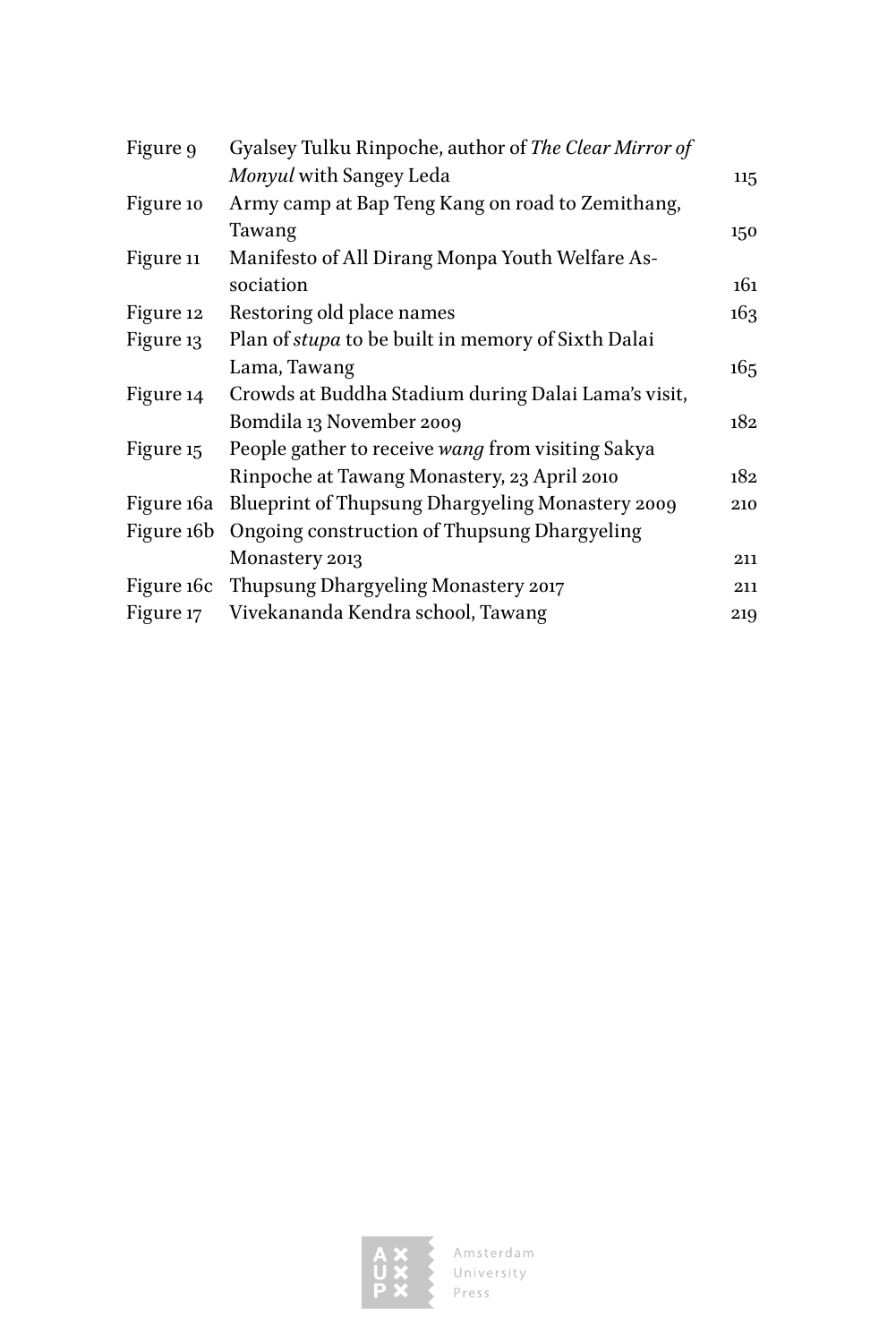| | | |
|---|---|---|
| Figure 9 | Gyalsey Tulku Rinpoche, author of *The Clear Mirror of Monyul* with Sangey Leda | 115 |
| Figure 10 | Army camp at Bap Teng Kang on road to Zemithang, Tawang | 150 |
| Figure 11 | Manifesto of All Dirang Monpa Youth Welfare Association | 161 |
| Figure 12 | Restoring old place names | 163 |
| Figure 13 | Plan of *stupa* to be built in memory of Sixth Dalai Lama, Tawang | 165 |
| Figure 14 | Crowds at Buddha Stadium during Dalai Lama's visit, Bomdila 13 November 2009 | 182 |
| Figure 15 | People gather to receive *wang* from visiting Sakya Rinpoche at Tawang Monastery, 23 April 2010 | 182 |
| Figure 16a | Blueprint of Thupsung Dhargyeling Monastery 2009 | 210 |
| Figure 16b | Ongoing construction of Thupsung Dhargyeling Monastery 2013 | 211 |
| Figure 16c | Thupsung Dhargyeling Monastery 2017 | 211 |
| Figure 17 | Vivekananda Kendra school, Tawang | 219 |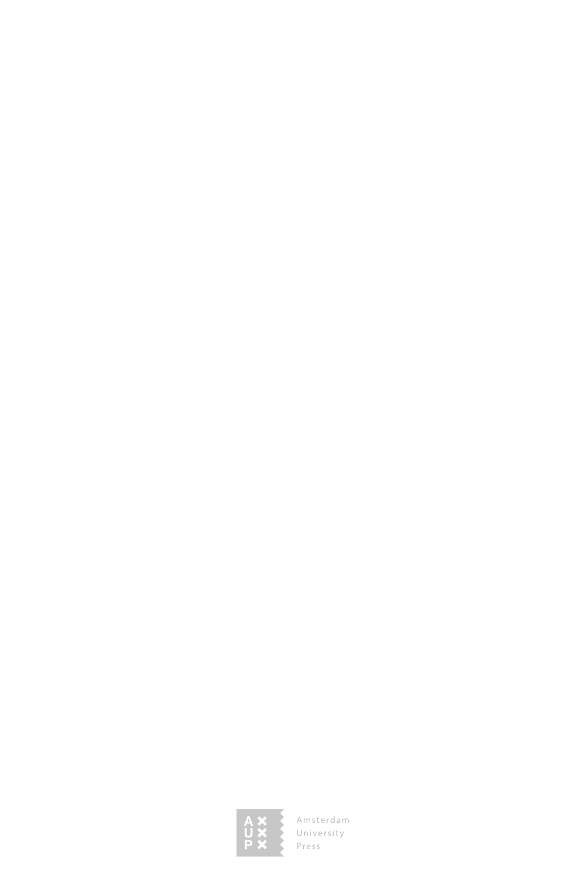Amsterdam
University
Press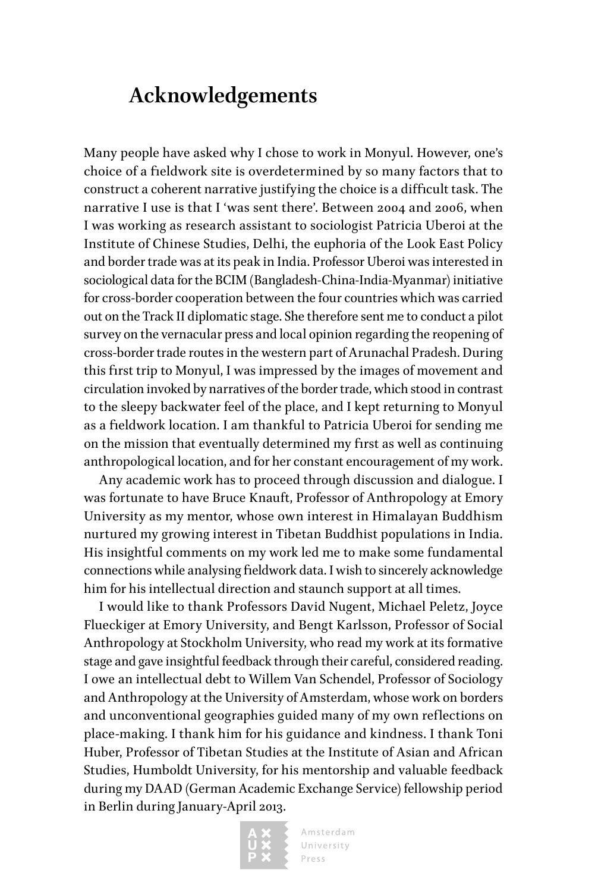# Acknowledgements

Many people have asked why I chose to work in Monyul. However, one's choice of a fieldwork site is overdetermined by so many factors that to construct a coherent narrative justifying the choice is a difficult task. The narrative I use is that I 'was sent there'. Between 2004 and 2006, when I was working as research assistant to sociologist Patricia Uberoi at the Institute of Chinese Studies, Delhi, the euphoria of the Look East Policy and border trade was at its peak in India. Professor Uberoi was interested in sociological data for the BCIM (Bangladesh-China-India-Myanmar) initiative for cross-border cooperation between the four countries which was carried out on the Track II diplomatic stage. She therefore sent me to conduct a pilot survey on the vernacular press and local opinion regarding the reopening of cross-border trade routes in the western part of Arunachal Pradesh. During this first trip to Monyul, I was impressed by the images of movement and circulation invoked by narratives of the border trade, which stood in contrast to the sleepy backwater feel of the place, and I kept returning to Monyul as a fieldwork location. I am thankful to Patricia Uberoi for sending me on the mission that eventually determined my first as well as continuing anthropological location, and for her constant encouragement of my work.

Any academic work has to proceed through discussion and dialogue. I was fortunate to have Bruce Knauft, Professor of Anthropology at Emory University as my mentor, whose own interest in Himalayan Buddhism nurtured my growing interest in Tibetan Buddhist populations in India. His insightful comments on my work led me to make some fundamental connections while analysing fieldwork data. I wish to sincerely acknowledge him for his intellectual direction and staunch support at all times.

I would like to thank Professors David Nugent, Michael Peletz, Joyce Flueckiger at Emory University, and Bengt Karlsson, Professor of Social Anthropology at Stockholm University, who read my work at its formative stage and gave insightful feedback through their careful, considered reading. I owe an intellectual debt to Willem Van Schendel, Professor of Sociology and Anthropology at the University of Amsterdam, whose work on borders and unconventional geographies guided many of my own reflections on place-making. I thank him for his guidance and kindness. I thank Toni Huber, Professor of Tibetan Studies at the Institute of Asian and African Studies, Humboldt University, for his mentorship and valuable feedback during my DAAD (German Academic Exchange Service) fellowship period in Berlin during January-April 2013.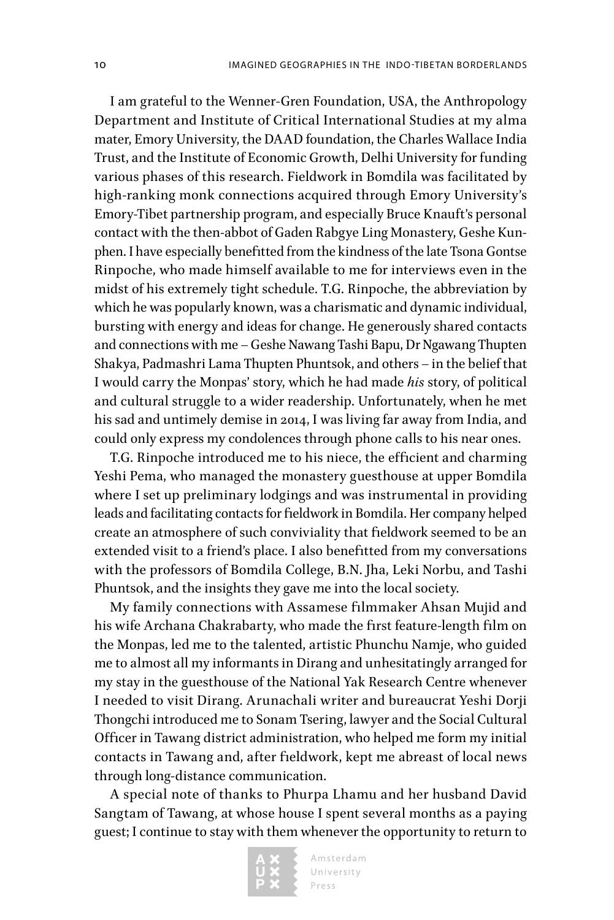I am grateful to the Wenner-Gren Foundation, USA, the Anthropology Department and Institute of Critical International Studies at my alma mater, Emory University, the DAAD foundation, the Charles Wallace India Trust, and the Institute of Economic Growth, Delhi University for funding various phases of this research. Fieldwork in Bomdila was facilitated by high-ranking monk connections acquired through Emory University's Emory-Tibet partnership program, and especially Bruce Knauft's personal contact with the then-abbot of Gaden Rabgye Ling Monastery, Geshe Kunphen. I have especially benefitted from the kindness of the late Tsona Gontse Rinpoche, who made himself available to me for interviews even in the midst of his extremely tight schedule. T.G. Rinpoche, the abbreviation by which he was popularly known, was a charismatic and dynamic individual, bursting with energy and ideas for change. He generously shared contacts and connections with me – Geshe Nawang Tashi Bapu, Dr Ngawang Thupten Shakya, Padmashri Lama Thupten Phuntsok, and others – in the belief that I would carry the Monpas' story, which he had made *his* story, of political and cultural struggle to a wider readership. Unfortunately, when he met his sad and untimely demise in 2014, I was living far away from India, and could only express my condolences through phone calls to his near ones.

T.G. Rinpoche introduced me to his niece, the efficient and charming Yeshi Pema, who managed the monastery guesthouse at upper Bomdila where I set up preliminary lodgings and was instrumental in providing leads and facilitating contacts for fieldwork in Bomdila. Her company helped create an atmosphere of such conviviality that fieldwork seemed to be an extended visit to a friend's place. I also benefitted from my conversations with the professors of Bomdila College, B.N. Jha, Leki Norbu, and Tashi Phuntsok, and the insights they gave me into the local society.

My family connections with Assamese filmmaker Ahsan Mujid and his wife Archana Chakrabarty, who made the first feature-length film on the Monpas, led me to the talented, artistic Phunchu Namje, who guided me to almost all my informants in Dirang and unhesitatingly arranged for my stay in the guesthouse of the National Yak Research Centre whenever I needed to visit Dirang. Arunachali writer and bureaucrat Yeshi Dorji Thongchi introduced me to Sonam Tsering, lawyer and the Social Cultural Officer in Tawang district administration, who helped me form my initial contacts in Tawang and, after fieldwork, kept me abreast of local news through long-distance communication.

A special note of thanks to Phurpa Lhamu and her husband David Sangtam of Tawang, at whose house I spent several months as a paying guest; I continue to stay with them whenever the opportunity to return to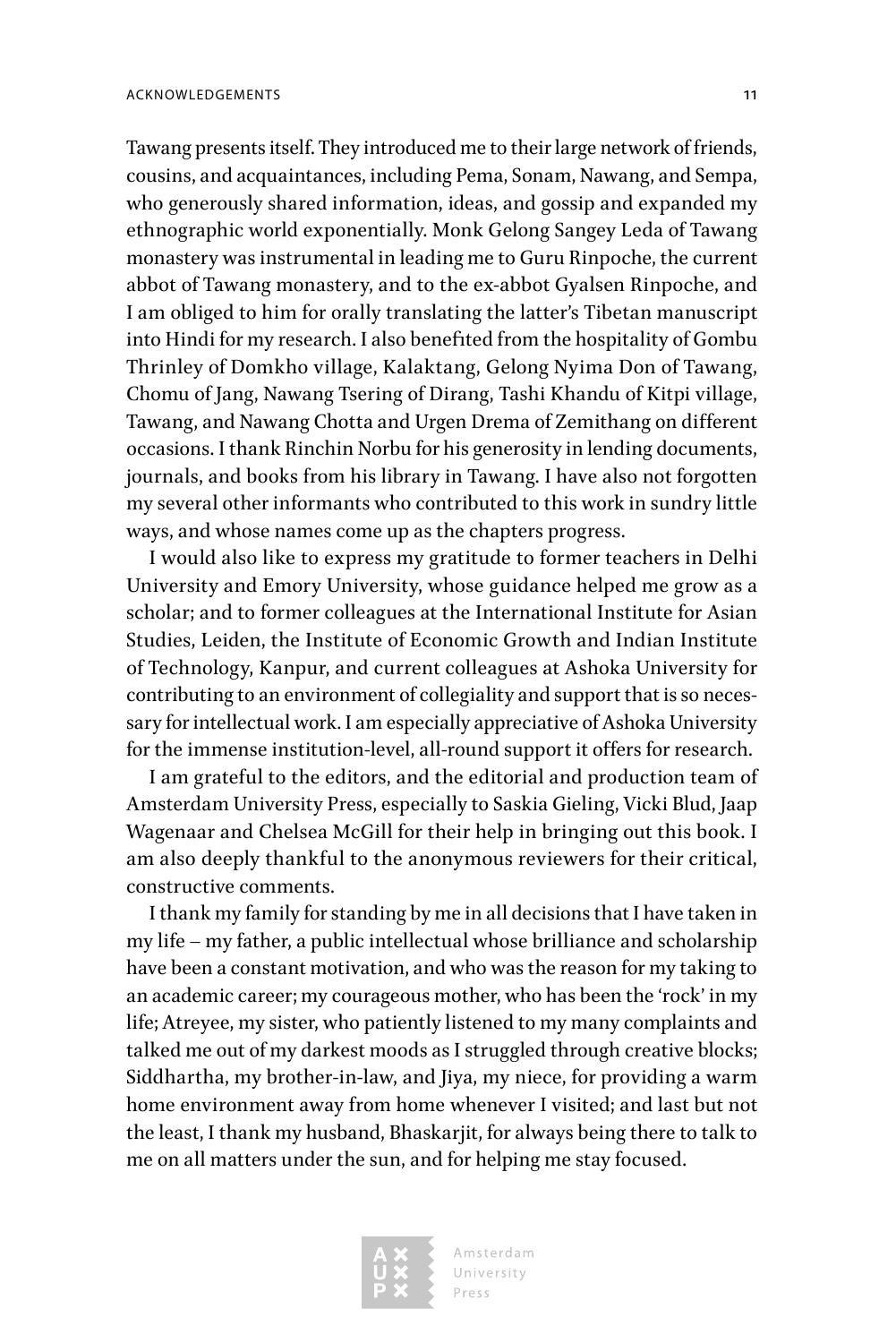Tawang presents itself. They introduced me to their large network of friends, cousins, and acquaintances, including Pema, Sonam, Nawang, and Sempa, who generously shared information, ideas, and gossip and expanded my ethnographic world exponentially. Monk Gelong Sangey Leda of Tawang monastery was instrumental in leading me to Guru Rinpoche, the current abbot of Tawang monastery, and to the ex-abbot Gyalsen Rinpoche, and I am obliged to him for orally translating the latter's Tibetan manuscript into Hindi for my research. I also benefited from the hospitality of Gombu Thrinley of Domkho village, Kalaktang, Gelong Nyima Don of Tawang, Chomu of Jang, Nawang Tsering of Dirang, Tashi Khandu of Kitpi village, Tawang, and Nawang Chotta and Urgen Drema of Zemithang on different occasions. I thank Rinchin Norbu for his generosity in lending documents, journals, and books from his library in Tawang. I have also not forgotten my several other informants who contributed to this work in sundry little ways, and whose names come up as the chapters progress.

I would also like to express my gratitude to former teachers in Delhi University and Emory University, whose guidance helped me grow as a scholar; and to former colleagues at the International Institute for Asian Studies, Leiden, the Institute of Economic Growth and Indian Institute of Technology, Kanpur, and current colleagues at Ashoka University for contributing to an environment of collegiality and support that is so necessary for intellectual work. I am especially appreciative of Ashoka University for the immense institution-level, all-round support it offers for research.

I am grateful to the editors, and the editorial and production team of Amsterdam University Press, especially to Saskia Gieling, Vicki Blud, Jaap Wagenaar and Chelsea McGill for their help in bringing out this book. I am also deeply thankful to the anonymous reviewers for their critical, constructive comments.

I thank my family for standing by me in all decisions that I have taken in my life – my father, a public intellectual whose brilliance and scholarship have been a constant motivation, and who was the reason for my taking to an academic career; my courageous mother, who has been the 'rock' in my life; Atreyee, my sister, who patiently listened to my many complaints and talked me out of my darkest moods as I struggled through creative blocks; Siddhartha, my brother-in-law, and Jiya, my niece, for providing a warm home environment away from home whenever I visited; and last but not the least, I thank my husband, Bhaskarjit, for always being there to talk to me on all matters under the sun, and for helping me stay focused.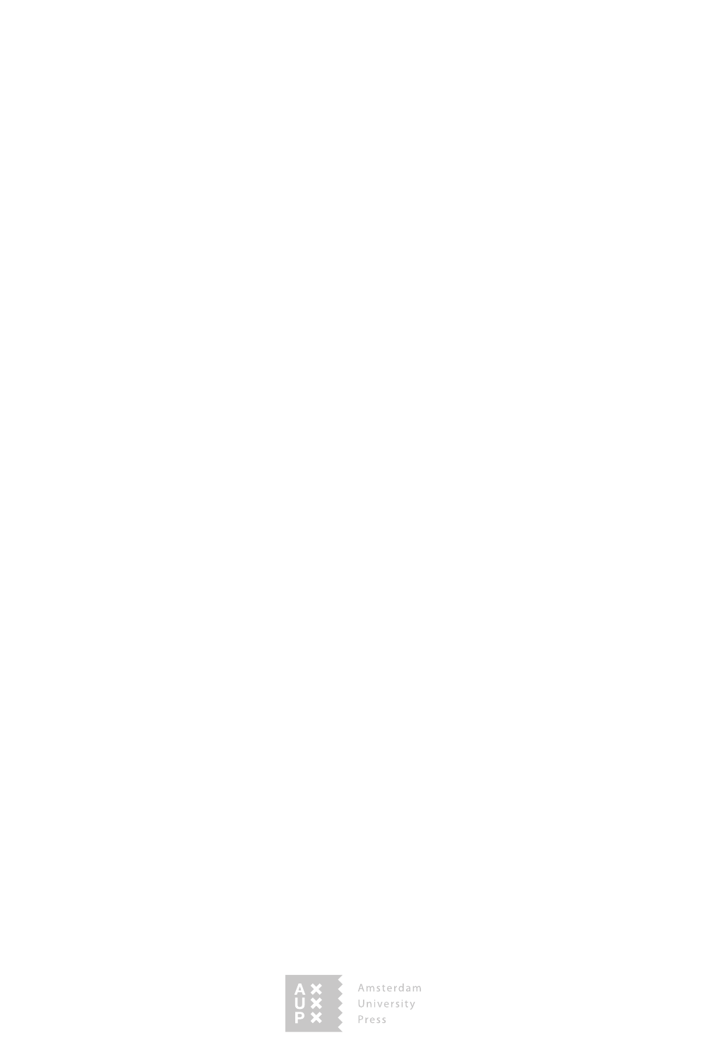Amsterdam University Press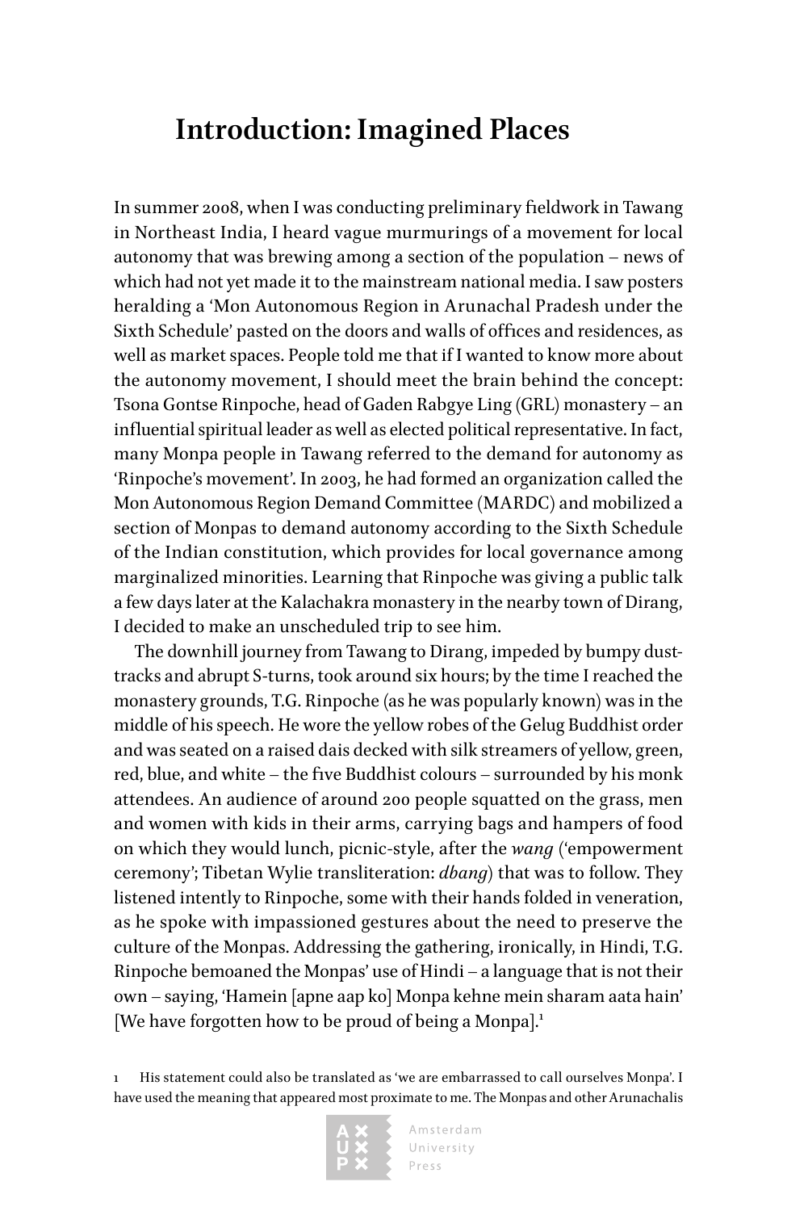# Introduction: Imagined Places

In summer 2008, when I was conducting preliminary fieldwork in Tawang in Northeast India, I heard vague murmurings of a movement for local autonomy that was brewing among a section of the population – news of which had not yet made it to the mainstream national media. I saw posters heralding a 'Mon Autonomous Region in Arunachal Pradesh under the Sixth Schedule' pasted on the doors and walls of offices and residences, as well as market spaces. People told me that if I wanted to know more about the autonomy movement, I should meet the brain behind the concept: Tsona Gontse Rinpoche, head of Gaden Rabgye Ling (GRL) monastery – an influential spiritual leader as well as elected political representative. In fact, many Monpa people in Tawang referred to the demand for autonomy as 'Rinpoche's movement'. In 2003, he had formed an organization called the Mon Autonomous Region Demand Committee (MARDC) and mobilized a section of Monpas to demand autonomy according to the Sixth Schedule of the Indian constitution, which provides for local governance among marginalized minorities. Learning that Rinpoche was giving a public talk a few days later at the Kalachakra monastery in the nearby town of Dirang, I decided to make an unscheduled trip to see him.

The downhill journey from Tawang to Dirang, impeded by bumpy dust-tracks and abrupt S-turns, took around six hours; by the time I reached the monastery grounds, T.G. Rinpoche (as he was popularly known) was in the middle of his speech. He wore the yellow robes of the Gelug Buddhist order and was seated on a raised dais decked with silk streamers of yellow, green, red, blue, and white – the five Buddhist colours – surrounded by his monk attendees. An audience of around 200 people squatted on the grass, men and women with kids in their arms, carrying bags and hampers of food on which they would lunch, picnic-style, after the *wang* ('empowerment ceremony'; Tibetan Wylie transliteration: *dbang*) that was to follow. They listened intently to Rinpoche, some with their hands folded in veneration, as he spoke with impassioned gestures about the need to preserve the culture of the Monpas. Addressing the gathering, ironically, in Hindi, T.G. Rinpoche bemoaned the Monpas' use of Hindi – a language that is not their own – saying, 'Hamein [apne aap ko] Monpa kehne mein sharam aata hain' [We have forgotten how to be proud of being a Monpa].[1]

1 His statement could also be translated as 'we are embarrassed to call ourselves Monpa'. I have used the meaning that appeared most proximate to me. The Monpas and other Arunachalis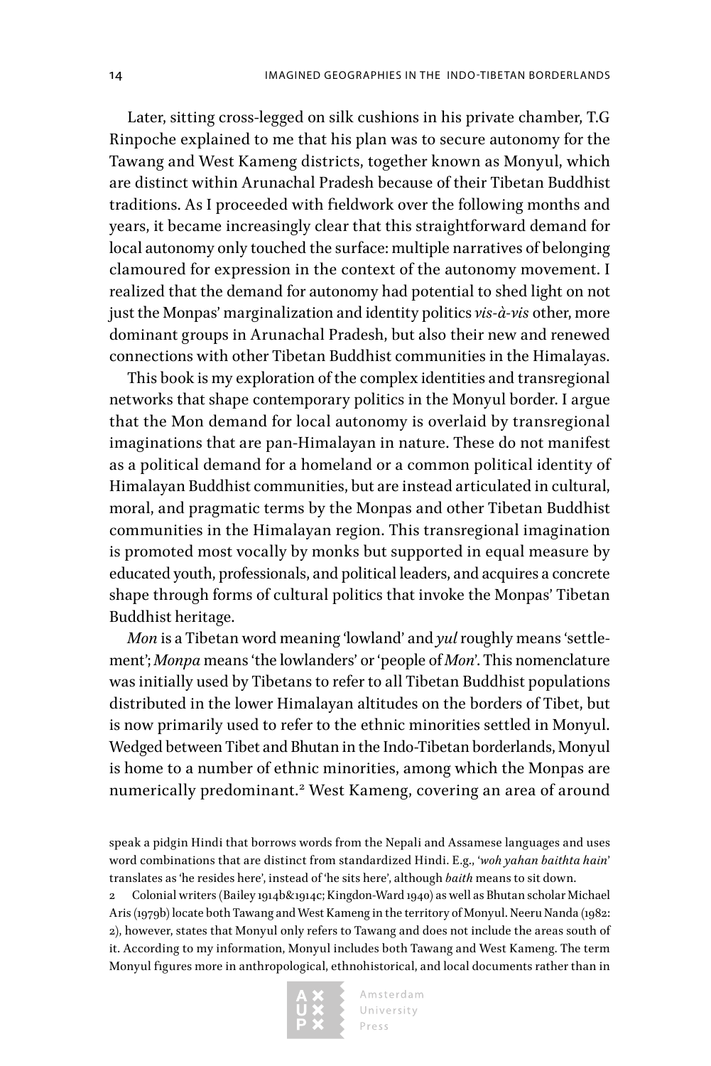Later, sitting cross-legged on silk cushions in his private chamber, T.G Rinpoche explained to me that his plan was to secure autonomy for the Tawang and West Kameng districts, together known as Monyul, which are distinct within Arunachal Pradesh because of their Tibetan Buddhist traditions. As I proceeded with fieldwork over the following months and years, it became increasingly clear that this straightforward demand for local autonomy only touched the surface: multiple narratives of belonging clamoured for expression in the context of the autonomy movement. I realized that the demand for autonomy had potential to shed light on not just the Monpas' marginalization and identity politics *vis-à-vis* other, more dominant groups in Arunachal Pradesh, but also their new and renewed connections with other Tibetan Buddhist communities in the Himalayas.

This book is my exploration of the complex identities and transregional networks that shape contemporary politics in the Monyul border. I argue that the Mon demand for local autonomy is overlaid by transregional imaginations that are pan-Himalayan in nature. These do not manifest as a political demand for a homeland or a common political identity of Himalayan Buddhist communities, but are instead articulated in cultural, moral, and pragmatic terms by the Monpas and other Tibetan Buddhist communities in the Himalayan region. This transregional imagination is promoted most vocally by monks but supported in equal measure by educated youth, professionals, and political leaders, and acquires a concrete shape through forms of cultural politics that invoke the Monpas' Tibetan Buddhist heritage.

*Mon* is a Tibetan word meaning 'lowland' and *yul* roughly means 'settlement'; *Monpa* means 'the lowlanders' or 'people of *Mon*'. This nomenclature was initially used by Tibetans to refer to all Tibetan Buddhist populations distributed in the lower Himalayan altitudes on the borders of Tibet, but is now primarily used to refer to the ethnic minorities settled in Monyul. Wedged between Tibet and Bhutan in the Indo-Tibetan borderlands, Monyul is home to a number of ethnic minorities, among which the Monpas are numerically predominant.[2] West Kameng, covering an area of around

speak a pidgin Hindi that borrows words from the Nepali and Assamese languages and uses word combinations that are distinct from standardized Hindi. E.g., '*woh yahan baithta hain*' translates as 'he resides here', instead of 'he sits here', although *baith* means to sit down.

2 Colonial writers (Bailey 1914b&1914c; Kingdon-Ward 1940) as well as Bhutan scholar Michael Aris (1979b) locate both Tawang and West Kameng in the territory of Monyul. Neeru Nanda (1982: 2), however, states that Monyul only refers to Tawang and does not include the areas south of it. According to my information, Monyul includes both Tawang and West Kameng. The term Monyul figures more in anthropological, ethnohistorical, and local documents rather than in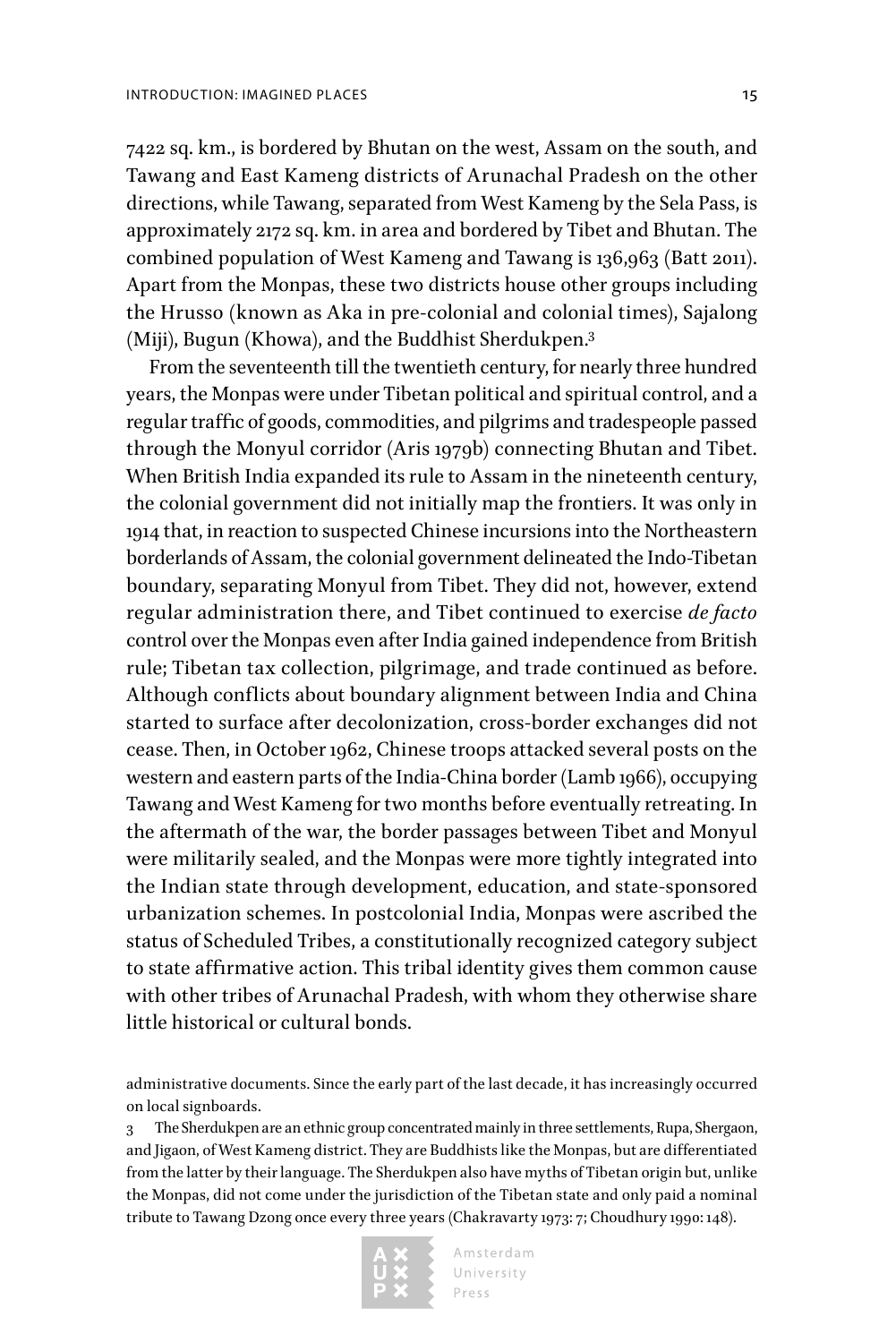7422 sq. km., is bordered by Bhutan on the west, Assam on the south, and Tawang and East Kameng districts of Arunachal Pradesh on the other directions, while Tawang, separated from West Kameng by the Sela Pass, is approximately 2172 sq. km. in area and bordered by Tibet and Bhutan. The combined population of West Kameng and Tawang is 136,963 (Batt 2011). Apart from the Monpas, these two districts house other groups including the Hrusso (known as Aka in pre-colonial and colonial times), Sajalong (Miji), Bugun (Khowa), and the Buddhist Sherdukpen.[3]

From the seventeenth till the twentieth century, for nearly three hundred years, the Monpas were under Tibetan political and spiritual control, and a regular traffic of goods, commodities, and pilgrims and tradespeople passed through the Monyul corridor (Aris 1979b) connecting Bhutan and Tibet. When British India expanded its rule to Assam in the nineteenth century, the colonial government did not initially map the frontiers. It was only in 1914 that, in reaction to suspected Chinese incursions into the Northeastern borderlands of Assam, the colonial government delineated the Indo-Tibetan boundary, separating Monyul from Tibet. They did not, however, extend regular administration there, and Tibet continued to exercise *de facto* control over the Monpas even after India gained independence from British rule; Tibetan tax collection, pilgrimage, and trade continued as before. Although conflicts about boundary alignment between India and China started to surface after decolonization, cross-border exchanges did not cease. Then, in October 1962, Chinese troops attacked several posts on the western and eastern parts of the India-China border (Lamb 1966), occupying Tawang and West Kameng for two months before eventually retreating. In the aftermath of the war, the border passages between Tibet and Monyul were militarily sealed, and the Monpas were more tightly integrated into the Indian state through development, education, and state-sponsored urbanization schemes. In postcolonial India, Monpas were ascribed the status of Scheduled Tribes, a constitutionally recognized category subject to state affirmative action. This tribal identity gives them common cause with other tribes of Arunachal Pradesh, with whom they otherwise share little historical or cultural bonds.

administrative documents. Since the early part of the last decade, it has increasingly occurred on local signboards.

3 The Sherdukpen are an ethnic group concentrated mainly in three settlements, Rupa, Shergaon, and Jigaon, of West Kameng district. They are Buddhists like the Monpas, but are differentiated from the latter by their language. The Sherdukpen also have myths of Tibetan origin but, unlike the Monpas, did not come under the jurisdiction of the Tibetan state and only paid a nominal tribute to Tawang Dzong once every three years (Chakravarty 1973: 7; Choudhury 1990: 148).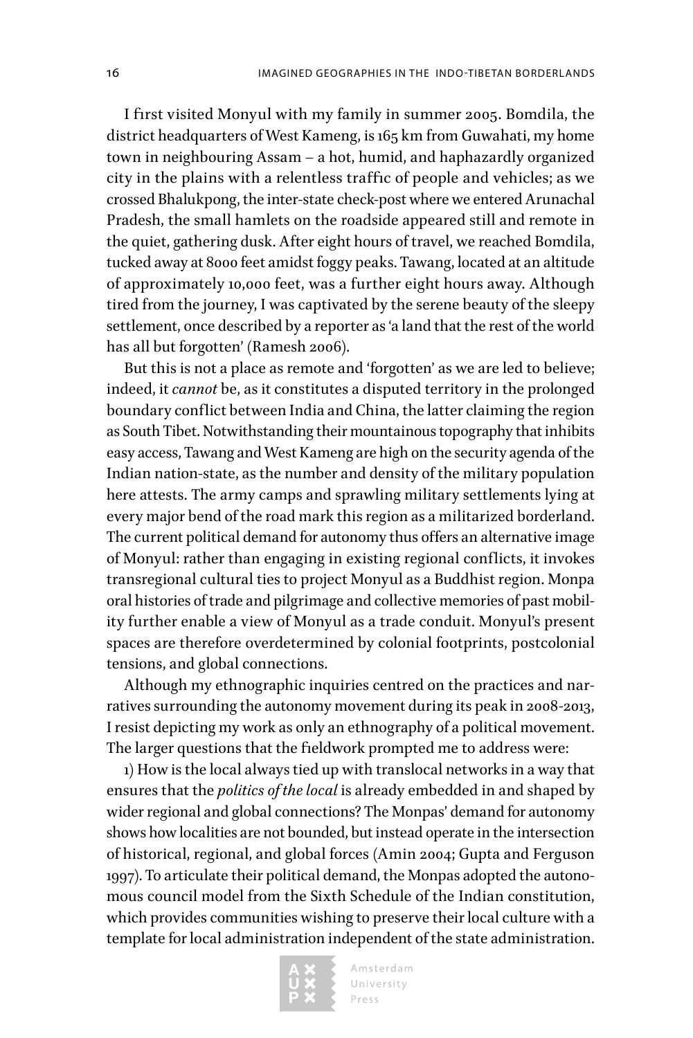I first visited Monyul with my family in summer 2005. Bomdila, the district headquarters of West Kameng, is 165 km from Guwahati, my home town in neighbouring Assam – a hot, humid, and haphazardly organized city in the plains with a relentless traffic of people and vehicles; as we crossed Bhalukpong, the inter-state check-post where we entered Arunachal Pradesh, the small hamlets on the roadside appeared still and remote in the quiet, gathering dusk. After eight hours of travel, we reached Bomdila, tucked away at 8000 feet amidst foggy peaks. Tawang, located at an altitude of approximately 10,000 feet, was a further eight hours away. Although tired from the journey, I was captivated by the serene beauty of the sleepy settlement, once described by a reporter as 'a land that the rest of the world has all but forgotten' (Ramesh 2006).

But this is not a place as remote and 'forgotten' as we are led to believe; indeed, it *cannot* be, as it constitutes a disputed territory in the prolonged boundary conflict between India and China, the latter claiming the region as South Tibet. Notwithstanding their mountainous topography that inhibits easy access, Tawang and West Kameng are high on the security agenda of the Indian nation-state, as the number and density of the military population here attests. The army camps and sprawling military settlements lying at every major bend of the road mark this region as a militarized borderland. The current political demand for autonomy thus offers an alternative image of Monyul: rather than engaging in existing regional conflicts, it invokes transregional cultural ties to project Monyul as a Buddhist region. Monpa oral histories of trade and pilgrimage and collective memories of past mobility further enable a view of Monyul as a trade conduit. Monyul's present spaces are therefore overdetermined by colonial footprints, postcolonial tensions, and global connections.

Although my ethnographic inquiries centred on the practices and narratives surrounding the autonomy movement during its peak in 2008-2013, I resist depicting my work as only an ethnography of a political movement. The larger questions that the fieldwork prompted me to address were:

1) How is the local always tied up with translocal networks in a way that ensures that the *politics of the local* is already embedded in and shaped by wider regional and global connections? The Monpas' demand for autonomy shows how localities are not bounded, but instead operate in the intersection of historical, regional, and global forces (Amin 2004; Gupta and Ferguson 1997). To articulate their political demand, the Monpas adopted the autonomous council model from the Sixth Schedule of the Indian constitution, which provides communities wishing to preserve their local culture with a template for local administration independent of the state administration.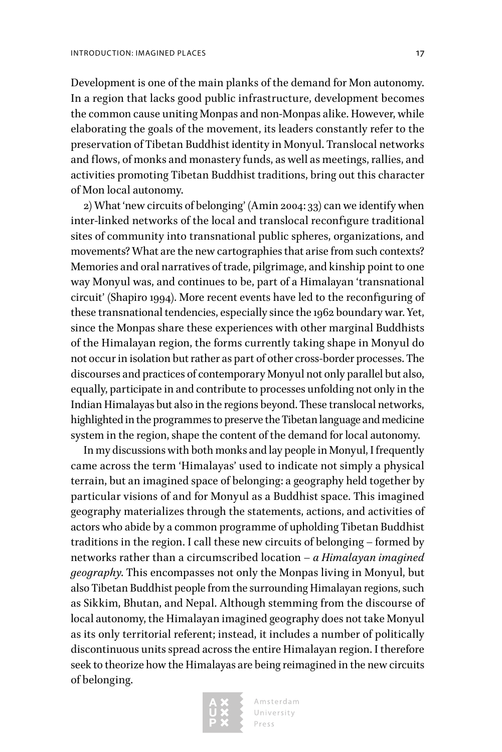Development is one of the main planks of the demand for Mon autonomy. In a region that lacks good public infrastructure, development becomes the common cause uniting Monpas and non-Monpas alike. However, while elaborating the goals of the movement, its leaders constantly refer to the preservation of Tibetan Buddhist identity in Monyul. Translocal networks and flows, of monks and monastery funds, as well as meetings, rallies, and activities promoting Tibetan Buddhist traditions, bring out this character of Mon local autonomy.

2) What 'new circuits of belonging' (Amin 2004: 33) can we identify when inter-linked networks of the local and translocal reconfigure traditional sites of community into transnational public spheres, organizations, and movements? What are the new cartographies that arise from such contexts? Memories and oral narratives of trade, pilgrimage, and kinship point to one way Monyul was, and continues to be, part of a Himalayan 'transnational circuit' (Shapiro 1994). More recent events have led to the reconfiguring of these transnational tendencies, especially since the 1962 boundary war. Yet, since the Monpas share these experiences with other marginal Buddhists of the Himalayan region, the forms currently taking shape in Monyul do not occur in isolation but rather as part of other cross-border processes. The discourses and practices of contemporary Monyul not only parallel but also, equally, participate in and contribute to processes unfolding not only in the Indian Himalayas but also in the regions beyond. These translocal networks, highlighted in the programmes to preserve the Tibetan language and medicine system in the region, shape the content of the demand for local autonomy.

In my discussions with both monks and lay people in Monyul, I frequently came across the term 'Himalayas' used to indicate not simply a physical terrain, but an imagined space of belonging: a geography held together by particular visions of and for Monyul as a Buddhist space. This imagined geography materializes through the statements, actions, and activities of actors who abide by a common programme of upholding Tibetan Buddhist traditions in the region. I call these new circuits of belonging – formed by networks rather than a circumscribed location – *a Himalayan imagined geography*. This encompasses not only the Monpas living in Monyul, but also Tibetan Buddhist people from the surrounding Himalayan regions, such as Sikkim, Bhutan, and Nepal. Although stemming from the discourse of local autonomy, the Himalayan imagined geography does not take Monyul as its only territorial referent; instead, it includes a number of politically discontinuous units spread across the entire Himalayan region. I therefore seek to theorize how the Himalayas are being reimagined in the new circuits of belonging.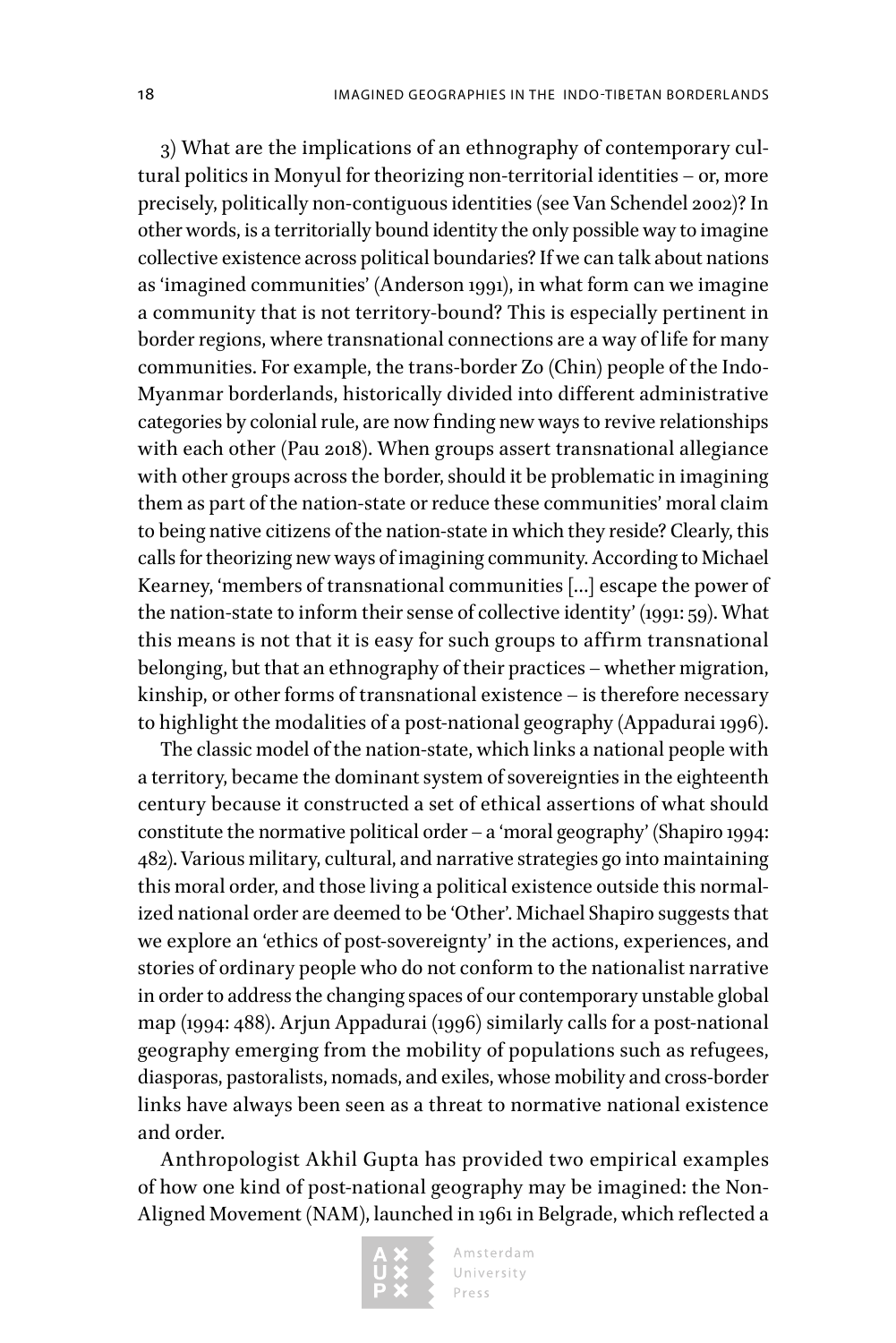3) What are the implications of an ethnography of contemporary cultural politics in Monyul for theorizing non-territorial identities – or, more precisely, politically non-contiguous identities (see Van Schendel 2002)? In other words, is a territorially bound identity the only possible way to imagine collective existence across political boundaries? If we can talk about nations as 'imagined communities' (Anderson 1991), in what form can we imagine a community that is not territory-bound? This is especially pertinent in border regions, where transnational connections are a way of life for many communities. For example, the trans-border Zo (Chin) people of the Indo-Myanmar borderlands, historically divided into different administrative categories by colonial rule, are now finding new ways to revive relationships with each other (Pau 2018). When groups assert transnational allegiance with other groups across the border, should it be problematic in imagining them as part of the nation-state or reduce these communities' moral claim to being native citizens of the nation-state in which they reside? Clearly, this calls for theorizing new ways of imagining community. According to Michael Kearney, 'members of transnational communities […] escape the power of the nation-state to inform their sense of collective identity' (1991: 59). What this means is not that it is easy for such groups to affirm transnational belonging, but that an ethnography of their practices – whether migration, kinship, or other forms of transnational existence – is therefore necessary to highlight the modalities of a post-national geography (Appadurai 1996).

The classic model of the nation-state, which links a national people with a territory, became the dominant system of sovereignties in the eighteenth century because it constructed a set of ethical assertions of what should constitute the normative political order – a 'moral geography' (Shapiro 1994: 482). Various military, cultural, and narrative strategies go into maintaining this moral order, and those living a political existence outside this normalized national order are deemed to be 'Other'. Michael Shapiro suggests that we explore an 'ethics of post-sovereignty' in the actions, experiences, and stories of ordinary people who do not conform to the nationalist narrative in order to address the changing spaces of our contemporary unstable global map (1994: 488). Arjun Appadurai (1996) similarly calls for a post-national geography emerging from the mobility of populations such as refugees, diasporas, pastoralists, nomads, and exiles, whose mobility and cross-border links have always been seen as a threat to normative national existence and order.

Anthropologist Akhil Gupta has provided two empirical examples of how one kind of post-national geography may be imagined: the Non-Aligned Movement (NAM), launched in 1961 in Belgrade, which reflected a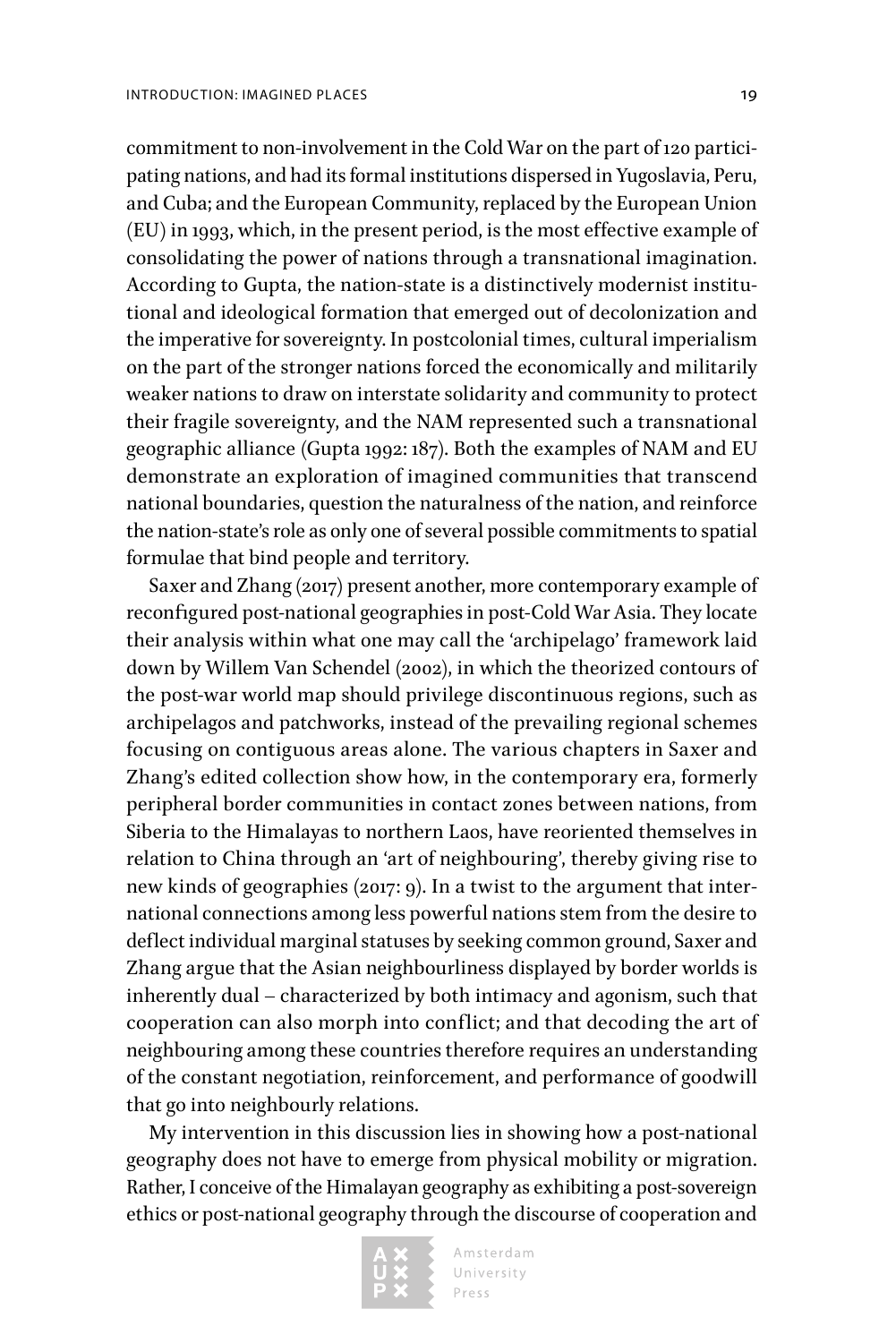commitment to non-involvement in the Cold War on the part of 120 participating nations, and had its formal institutions dispersed in Yugoslavia, Peru, and Cuba; and the European Community, replaced by the European Union (EU) in 1993, which, in the present period, is the most effective example of consolidating the power of nations through a transnational imagination. According to Gupta, the nation-state is a distinctively modernist institutional and ideological formation that emerged out of decolonization and the imperative for sovereignty. In postcolonial times, cultural imperialism on the part of the stronger nations forced the economically and militarily weaker nations to draw on interstate solidarity and community to protect their fragile sovereignty, and the NAM represented such a transnational geographic alliance (Gupta 1992: 187). Both the examples of NAM and EU demonstrate an exploration of imagined communities that transcend national boundaries, question the naturalness of the nation, and reinforce the nation-state's role as only one of several possible commitments to spatial formulae that bind people and territory.

Saxer and Zhang (2017) present another, more contemporary example of reconfigured post-national geographies in post-Cold War Asia. They locate their analysis within what one may call the 'archipelago' framework laid down by Willem Van Schendel (2002), in which the theorized contours of the post-war world map should privilege discontinuous regions, such as archipelagos and patchworks, instead of the prevailing regional schemes focusing on contiguous areas alone. The various chapters in Saxer and Zhang's edited collection show how, in the contemporary era, formerly peripheral border communities in contact zones between nations, from Siberia to the Himalayas to northern Laos, have reoriented themselves in relation to China through an 'art of neighbouring', thereby giving rise to new kinds of geographies (2017: 9). In a twist to the argument that international connections among less powerful nations stem from the desire to deflect individual marginal statuses by seeking common ground, Saxer and Zhang argue that the Asian neighbourliness displayed by border worlds is inherently dual – characterized by both intimacy and agonism, such that cooperation can also morph into conflict; and that decoding the art of neighbouring among these countries therefore requires an understanding of the constant negotiation, reinforcement, and performance of goodwill that go into neighbourly relations.

My intervention in this discussion lies in showing how a post-national geography does not have to emerge from physical mobility or migration. Rather, I conceive of the Himalayan geography as exhibiting a post-sovereign ethics or post-national geography through the discourse of cooperation and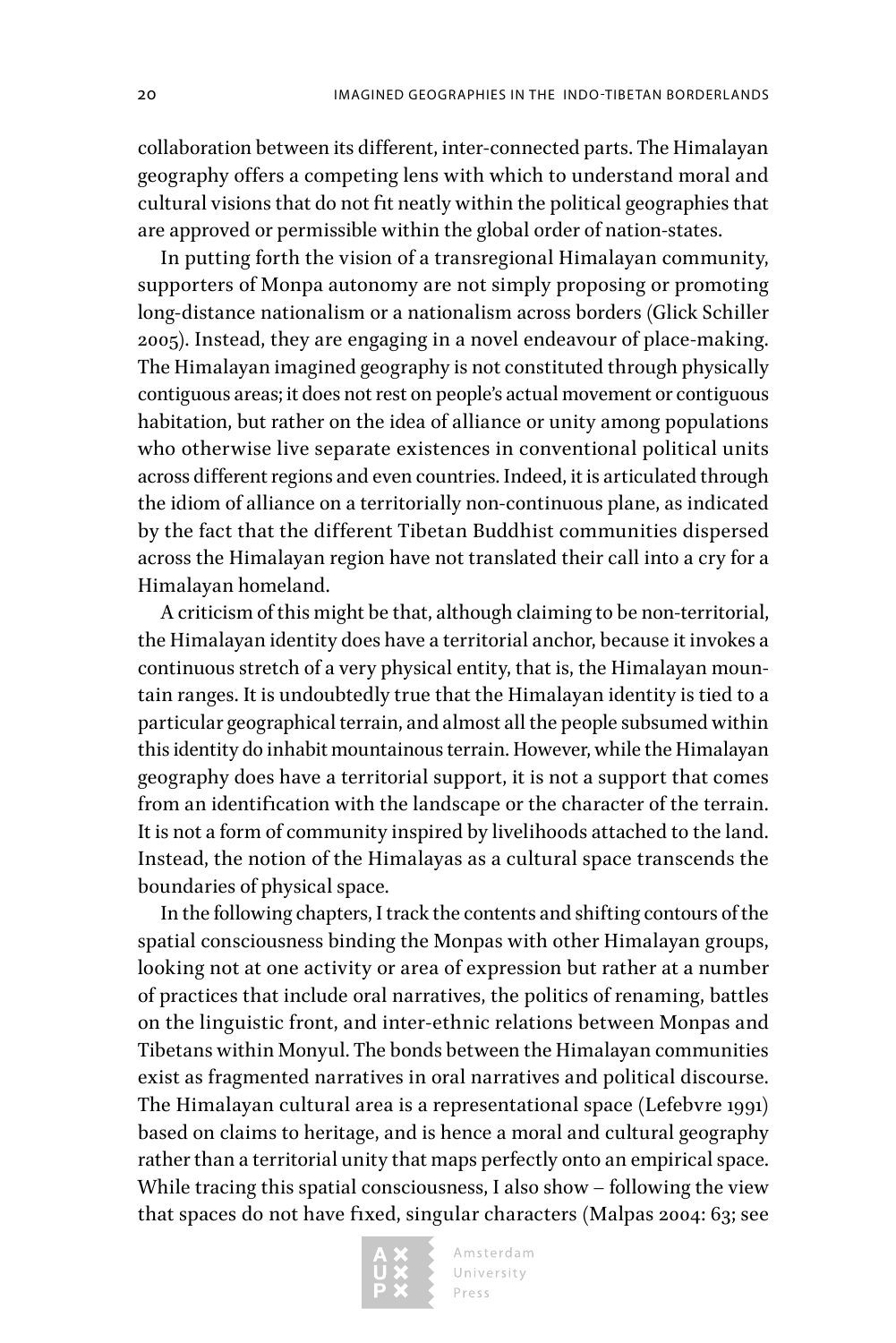collaboration between its different, inter-connected parts. The Himalayan geography offers a competing lens with which to understand moral and cultural visions that do not fit neatly within the political geographies that are approved or permissible within the global order of nation-states.

In putting forth the vision of a transregional Himalayan community, supporters of Monpa autonomy are not simply proposing or promoting long-distance nationalism or a nationalism across borders (Glick Schiller 2005). Instead, they are engaging in a novel endeavour of place-making. The Himalayan imagined geography is not constituted through physically contiguous areas; it does not rest on people's actual movement or contiguous habitation, but rather on the idea of alliance or unity among populations who otherwise live separate existences in conventional political units across different regions and even countries. Indeed, it is articulated through the idiom of alliance on a territorially non-continuous plane, as indicated by the fact that the different Tibetan Buddhist communities dispersed across the Himalayan region have not translated their call into a cry for a Himalayan homeland.

A criticism of this might be that, although claiming to be non-territorial, the Himalayan identity does have a territorial anchor, because it invokes a continuous stretch of a very physical entity, that is, the Himalayan mountain ranges. It is undoubtedly true that the Himalayan identity is tied to a particular geographical terrain, and almost all the people subsumed within this identity do inhabit mountainous terrain. However, while the Himalayan geography does have a territorial support, it is not a support that comes from an identification with the landscape or the character of the terrain. It is not a form of community inspired by livelihoods attached to the land. Instead, the notion of the Himalayas as a cultural space transcends the boundaries of physical space.

In the following chapters, I track the contents and shifting contours of the spatial consciousness binding the Monpas with other Himalayan groups, looking not at one activity or area of expression but rather at a number of practices that include oral narratives, the politics of renaming, battles on the linguistic front, and inter-ethnic relations between Monpas and Tibetans within Monyul. The bonds between the Himalayan communities exist as fragmented narratives in oral narratives and political discourse. The Himalayan cultural area is a representational space (Lefebvre 1991) based on claims to heritage, and is hence a moral and cultural geography rather than a territorial unity that maps perfectly onto an empirical space. While tracing this spatial consciousness, I also show – following the view that spaces do not have fixed, singular characters (Malpas 2004: 63; see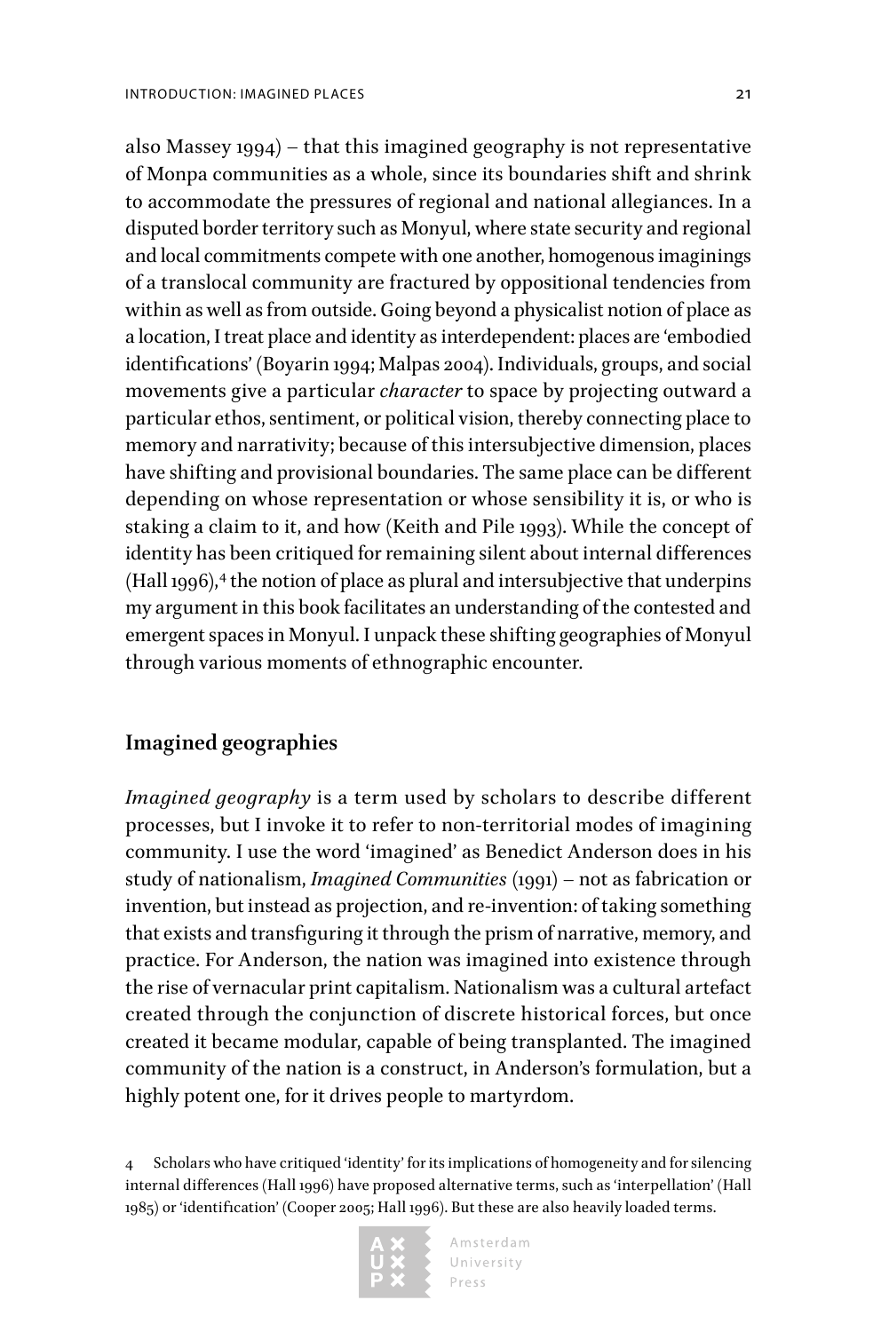also Massey 1994) – that this imagined geography is not representative of Monpa communities as a whole, since its boundaries shift and shrink to accommodate the pressures of regional and national allegiances. In a disputed border territory such as Monyul, where state security and regional and local commitments compete with one another, homogenous imaginings of a translocal community are fractured by oppositional tendencies from within as well as from outside. Going beyond a physicalist notion of place as a location, I treat place and identity as interdependent: places are 'embodied identifications' (Boyarin 1994; Malpas 2004). Individuals, groups, and social movements give a particular *character* to space by projecting outward a particular ethos, sentiment, or political vision, thereby connecting place to memory and narrativity; because of this intersubjective dimension, places have shifting and provisional boundaries. The same place can be different depending on whose representation or whose sensibility it is, or who is staking a claim to it, and how (Keith and Pile 1993). While the concept of identity has been critiqued for remaining silent about internal differences (Hall 1996),[4] the notion of place as plural and intersubjective that underpins my argument in this book facilitates an understanding of the contested and emergent spaces in Monyul. I unpack these shifting geographies of Monyul through various moments of ethnographic encounter.

## Imagined geographies

*Imagined geography* is a term used by scholars to describe different processes, but I invoke it to refer to non-territorial modes of imagining community. I use the word 'imagined' as Benedict Anderson does in his study of nationalism, *Imagined Communities* (1991) – not as fabrication or invention, but instead as projection, and re-invention: of taking something that exists and transfiguring it through the prism of narrative, memory, and practice. For Anderson, the nation was imagined into existence through the rise of vernacular print capitalism. Nationalism was a cultural artefact created through the conjunction of discrete historical forces, but once created it became modular, capable of being transplanted. The imagined community of the nation is a construct, in Anderson's formulation, but a highly potent one, for it drives people to martyrdom.

4 Scholars who have critiqued 'identity' for its implications of homogeneity and for silencing internal differences (Hall 1996) have proposed alternative terms, such as 'interpellation' (Hall 1985) or 'identification' (Cooper 2005; Hall 1996). But these are also heavily loaded terms.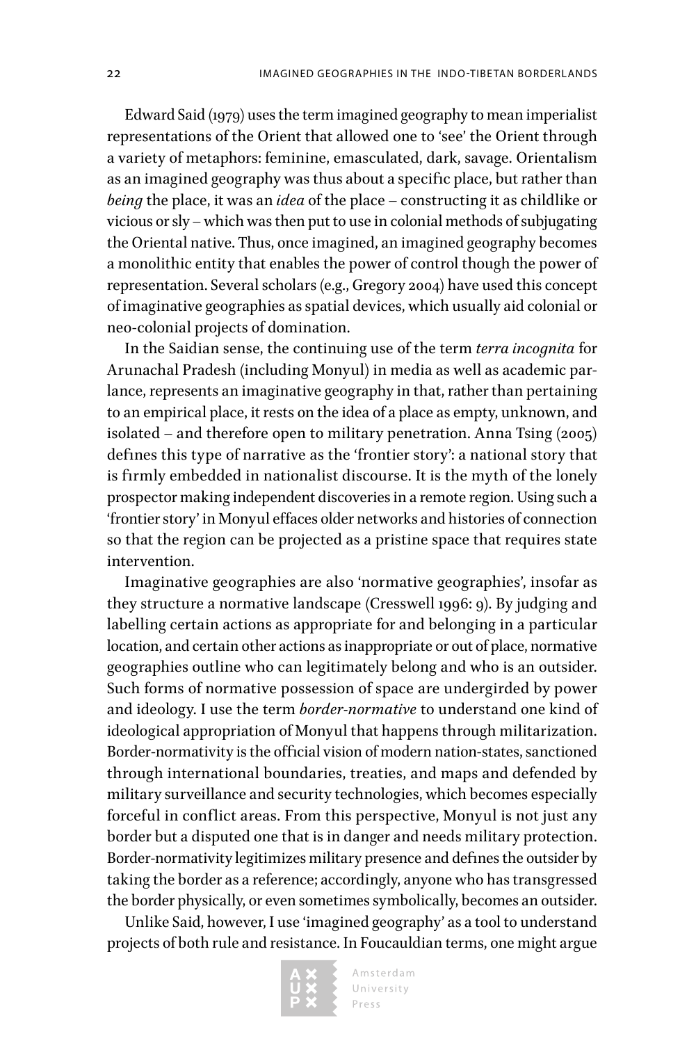Edward Said (1979) uses the term imagined geography to mean imperialist representations of the Orient that allowed one to 'see' the Orient through a variety of metaphors: feminine, emasculated, dark, savage. Orientalism as an imagined geography was thus about a specific place, but rather than *being* the place, it was an *idea* of the place – constructing it as childlike or vicious or sly – which was then put to use in colonial methods of subjugating the Oriental native. Thus, once imagined, an imagined geography becomes a monolithic entity that enables the power of control though the power of representation. Several scholars (e.g., Gregory 2004) have used this concept of imaginative geographies as spatial devices, which usually aid colonial or neo-colonial projects of domination.

In the Saidian sense, the continuing use of the term *terra incognita* for Arunachal Pradesh (including Monyul) in media as well as academic parlance, represents an imaginative geography in that, rather than pertaining to an empirical place, it rests on the idea of a place as empty, unknown, and isolated – and therefore open to military penetration. Anna Tsing (2005) defines this type of narrative as the 'frontier story': a national story that is firmly embedded in nationalist discourse. It is the myth of the lonely prospector making independent discoveries in a remote region. Using such a 'frontier story' in Monyul effaces older networks and histories of connection so that the region can be projected as a pristine space that requires state intervention.

Imaginative geographies are also 'normative geographies', insofar as they structure a normative landscape (Cresswell 1996: 9). By judging and labelling certain actions as appropriate for and belonging in a particular location, and certain other actions as inappropriate or out of place, normative geographies outline who can legitimately belong and who is an outsider. Such forms of normative possession of space are undergirded by power and ideology. I use the term *border-normative* to understand one kind of ideological appropriation of Monyul that happens through militarization. Border-normativity is the official vision of modern nation-states, sanctioned through international boundaries, treaties, and maps and defended by military surveillance and security technologies, which becomes especially forceful in conflict areas. From this perspective, Monyul is not just any border but a disputed one that is in danger and needs military protection. Border-normativity legitimizes military presence and defines the outsider by taking the border as a reference; accordingly, anyone who has transgressed the border physically, or even sometimes symbolically, becomes an outsider.

Unlike Said, however, I use 'imagined geography' as a tool to understand projects of both rule and resistance. In Foucauldian terms, one might argue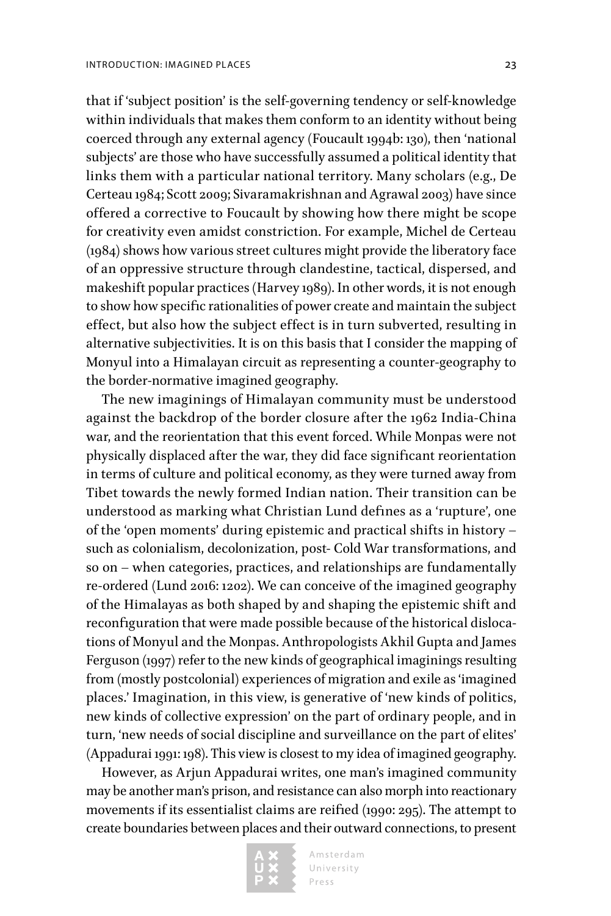that if 'subject position' is the self-governing tendency or self-knowledge within individuals that makes them conform to an identity without being coerced through any external agency (Foucault 1994b: 130), then 'national subjects' are those who have successfully assumed a political identity that links them with a particular national territory. Many scholars (e.g., De Certeau 1984; Scott 2009; Sivaramakrishnan and Agrawal 2003) have since offered a corrective to Foucault by showing how there might be scope for creativity even amidst constriction. For example, Michel de Certeau (1984) shows how various street cultures might provide the liberatory face of an oppressive structure through clandestine, tactical, dispersed, and makeshift popular practices (Harvey 1989). In other words, it is not enough to show how specific rationalities of power create and maintain the subject effect, but also how the subject effect is in turn subverted, resulting in alternative subjectivities. It is on this basis that I consider the mapping of Monyul into a Himalayan circuit as representing a counter-geography to the border-normative imagined geography.

The new imaginings of Himalayan community must be understood against the backdrop of the border closure after the 1962 India-China war, and the reorientation that this event forced. While Monpas were not physically displaced after the war, they did face significant reorientation in terms of culture and political economy, as they were turned away from Tibet towards the newly formed Indian nation. Their transition can be understood as marking what Christian Lund defines as a 'rupture', one of the 'open moments' during epistemic and practical shifts in history – such as colonialism, decolonization, post- Cold War transformations, and so on – when categories, practices, and relationships are fundamentally re-ordered (Lund 2016: 1202). We can conceive of the imagined geography of the Himalayas as both shaped by and shaping the epistemic shift and reconfiguration that were made possible because of the historical dislocations of Monyul and the Monpas. Anthropologists Akhil Gupta and James Ferguson (1997) refer to the new kinds of geographical imaginings resulting from (mostly postcolonial) experiences of migration and exile as 'imagined places.' Imagination, in this view, is generative of 'new kinds of politics, new kinds of collective expression' on the part of ordinary people, and in turn, 'new needs of social discipline and surveillance on the part of elites' (Appadurai 1991: 198). This view is closest to my idea of imagined geography.

However, as Arjun Appadurai writes, one man's imagined community may be another man's prison, and resistance can also morph into reactionary movements if its essentialist claims are reified (1990: 295). The attempt to create boundaries between places and their outward connections, to present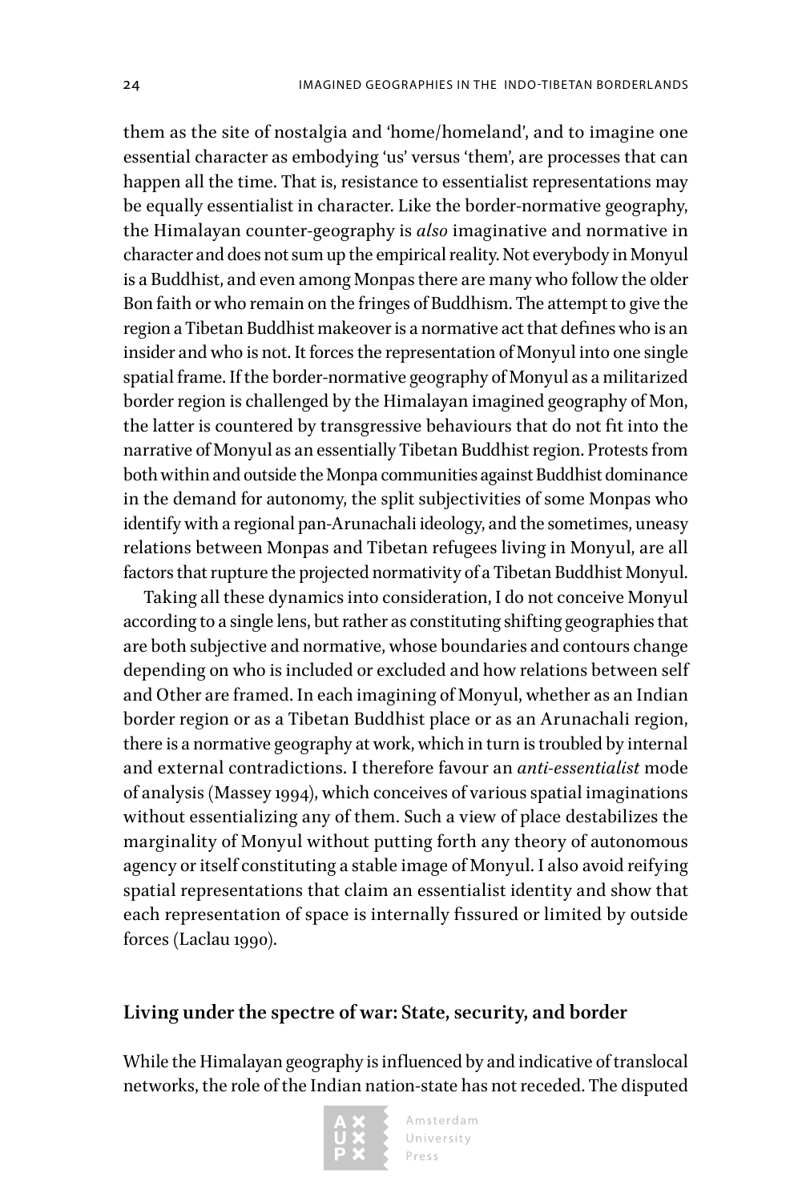them as the site of nostalgia and 'home/homeland', and to imagine one essential character as embodying 'us' versus 'them', are processes that can happen all the time. That is, resistance to essentialist representations may be equally essentialist in character. Like the border-normative geography, the Himalayan counter-geography is *also* imaginative and normative in character and does not sum up the empirical reality. Not everybody in Monyul is a Buddhist, and even among Monpas there are many who follow the older Bon faith or who remain on the fringes of Buddhism. The attempt to give the region a Tibetan Buddhist makeover is a normative act that defines who is an insider and who is not. It forces the representation of Monyul into one single spatial frame. If the border-normative geography of Monyul as a militarized border region is challenged by the Himalayan imagined geography of Mon, the latter is countered by transgressive behaviours that do not fit into the narrative of Monyul as an essentially Tibetan Buddhist region. Protests from both within and outside the Monpa communities against Buddhist dominance in the demand for autonomy, the split subjectivities of some Monpas who identify with a regional pan-Arunachali ideology, and the sometimes, uneasy relations between Monpas and Tibetan refugees living in Monyul, are all factors that rupture the projected normativity of a Tibetan Buddhist Monyul.

Taking all these dynamics into consideration, I do not conceive Monyul according to a single lens, but rather as constituting shifting geographies that are both subjective and normative, whose boundaries and contours change depending on who is included or excluded and how relations between self and Other are framed. In each imagining of Monyul, whether as an Indian border region or as a Tibetan Buddhist place or as an Arunachali region, there is a normative geography at work, which in turn is troubled by internal and external contradictions. I therefore favour an *anti-essentialist* mode of analysis (Massey 1994), which conceives of various spatial imaginations without essentializing any of them. Such a view of place destabilizes the marginality of Monyul without putting forth any theory of autonomous agency or itself constituting a stable image of Monyul. I also avoid reifying spatial representations that claim an essentialist identity and show that each representation of space is internally fissured or limited by outside forces (Laclau 1990).

## Living under the spectre of war: State, security, and border

While the Himalayan geography is influenced by and indicative of translocal networks, the role of the Indian nation-state has not receded. The disputed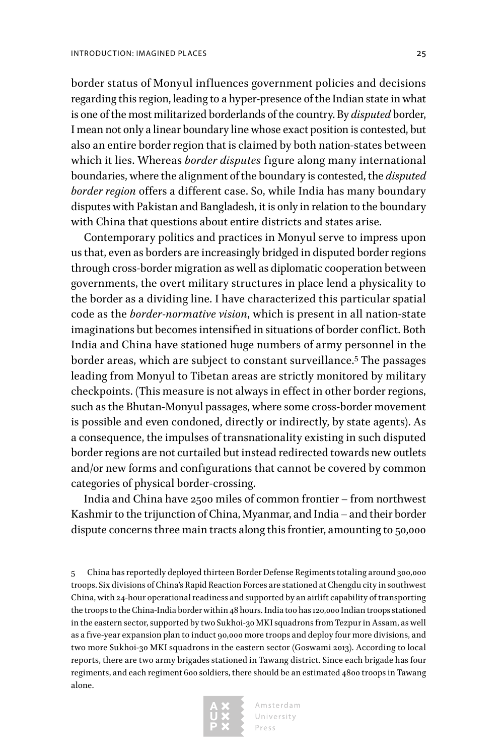border status of Monyul influences government policies and decisions regarding this region, leading to a hyper-presence of the Indian state in what is one of the most militarized borderlands of the country. By *disputed* border, I mean not only a linear boundary line whose exact position is contested, but also an entire border region that is claimed by both nation-states between which it lies. Whereas *border disputes* figure along many international boundaries, where the alignment of the boundary is contested, the *disputed border region* offers a different case. So, while India has many boundary disputes with Pakistan and Bangladesh, it is only in relation to the boundary with China that questions about entire districts and states arise.

Contemporary politics and practices in Monyul serve to impress upon us that, even as borders are increasingly bridged in disputed border regions through cross-border migration as well as diplomatic cooperation between governments, the overt military structures in place lend a physicality to the border as a dividing line. I have characterized this particular spatial code as the *border-normative vision*, which is present in all nation-state imaginations but becomes intensified in situations of border conflict. Both India and China have stationed huge numbers of army personnel in the border areas, which are subject to constant surveillance.[5] The passages leading from Monyul to Tibetan areas are strictly monitored by military checkpoints. (This measure is not always in effect in other border regions, such as the Bhutan-Monyul passages, where some cross-border movement is possible and even condoned, directly or indirectly, by state agents). As a consequence, the impulses of transnationality existing in such disputed border regions are not curtailed but instead redirected towards new outlets and/or new forms and configurations that cannot be covered by common categories of physical border-crossing.

India and China have 2500 miles of common frontier – from northwest Kashmir to the trijunction of China, Myanmar, and India – and their border dispute concerns three main tracts along this frontier, amounting to 50,000

5 China has reportedly deployed thirteen Border Defense Regiments totaling around 300,000 troops. Six divisions of China's Rapid Reaction Forces are stationed at Chengdu city in southwest China, with 24-hour operational readiness and supported by an airlift capability of transporting the troops to the China-India border within 48 hours. India too has 120,000 Indian troops stationed in the eastern sector, supported by two Sukhoi-30 MKI squadrons from Tezpur in Assam, as well as a five-year expansion plan to induct 90,000 more troops and deploy four more divisions, and two more Sukhoi-30 MKI squadrons in the eastern sector (Goswami 2013). According to local reports, there are two army brigades stationed in Tawang district. Since each brigade has four regiments, and each regiment 600 soldiers, there should be an estimated 4800 troops in Tawang alone.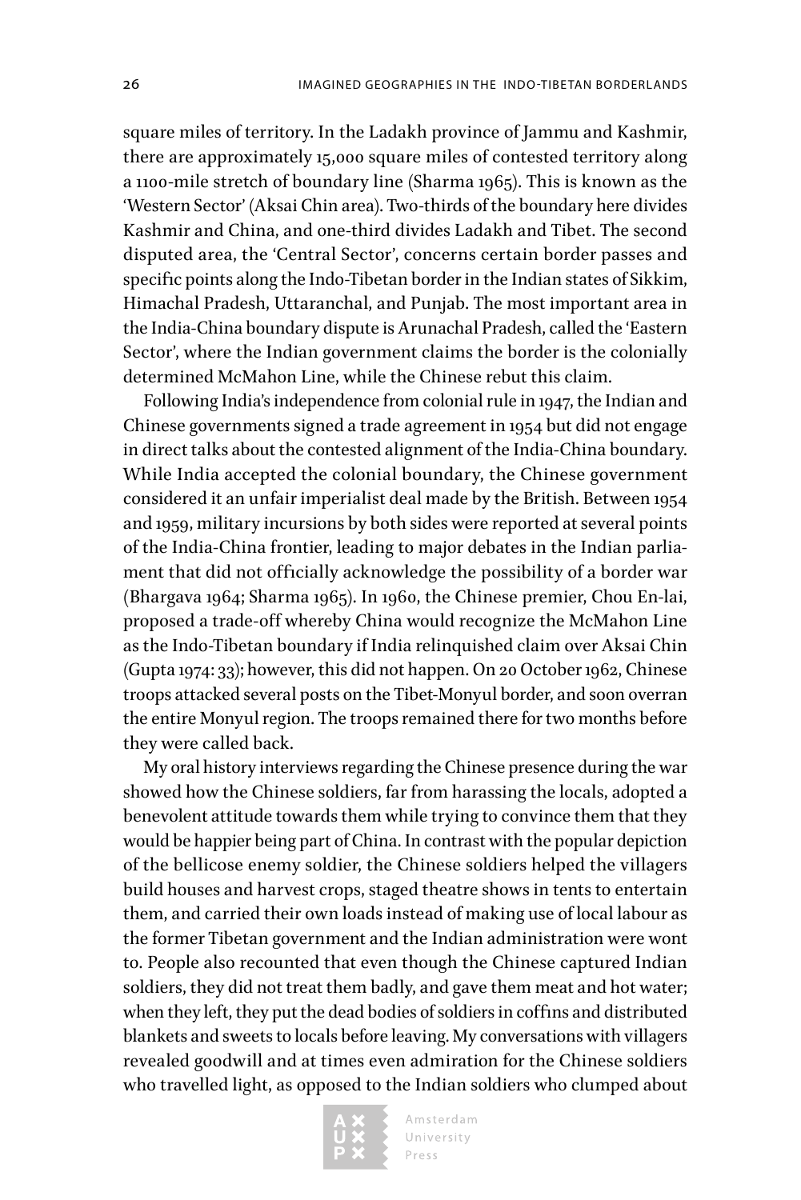square miles of territory. In the Ladakh province of Jammu and Kashmir, there are approximately 15,000 square miles of contested territory along a 1100-mile stretch of boundary line (Sharma 1965). This is known as the 'Western Sector' (Aksai Chin area). Two-thirds of the boundary here divides Kashmir and China, and one-third divides Ladakh and Tibet. The second disputed area, the 'Central Sector', concerns certain border passes and specific points along the Indo-Tibetan border in the Indian states of Sikkim, Himachal Pradesh, Uttaranchal, and Punjab. The most important area in the India-China boundary dispute is Arunachal Pradesh, called the 'Eastern Sector', where the Indian government claims the border is the colonially determined McMahon Line, while the Chinese rebut this claim.

Following India's independence from colonial rule in 1947, the Indian and Chinese governments signed a trade agreement in 1954 but did not engage in direct talks about the contested alignment of the India-China boundary. While India accepted the colonial boundary, the Chinese government considered it an unfair imperialist deal made by the British. Between 1954 and 1959, military incursions by both sides were reported at several points of the India-China frontier, leading to major debates in the Indian parliament that did not officially acknowledge the possibility of a border war (Bhargava 1964; Sharma 1965). In 1960, the Chinese premier, Chou En-lai, proposed a trade-off whereby China would recognize the McMahon Line as the Indo-Tibetan boundary if India relinquished claim over Aksai Chin (Gupta 1974: 33); however, this did not happen. On 20 October 1962, Chinese troops attacked several posts on the Tibet-Monyul border, and soon overran the entire Monyul region. The troops remained there for two months before they were called back.

My oral history interviews regarding the Chinese presence during the war showed how the Chinese soldiers, far from harassing the locals, adopted a benevolent attitude towards them while trying to convince them that they would be happier being part of China. In contrast with the popular depiction of the bellicose enemy soldier, the Chinese soldiers helped the villagers build houses and harvest crops, staged theatre shows in tents to entertain them, and carried their own loads instead of making use of local labour as the former Tibetan government and the Indian administration were wont to. People also recounted that even though the Chinese captured Indian soldiers, they did not treat them badly, and gave them meat and hot water; when they left, they put the dead bodies of soldiers in coffins and distributed blankets and sweets to locals before leaving. My conversations with villagers revealed goodwill and at times even admiration for the Chinese soldiers who travelled light, as opposed to the Indian soldiers who clumped about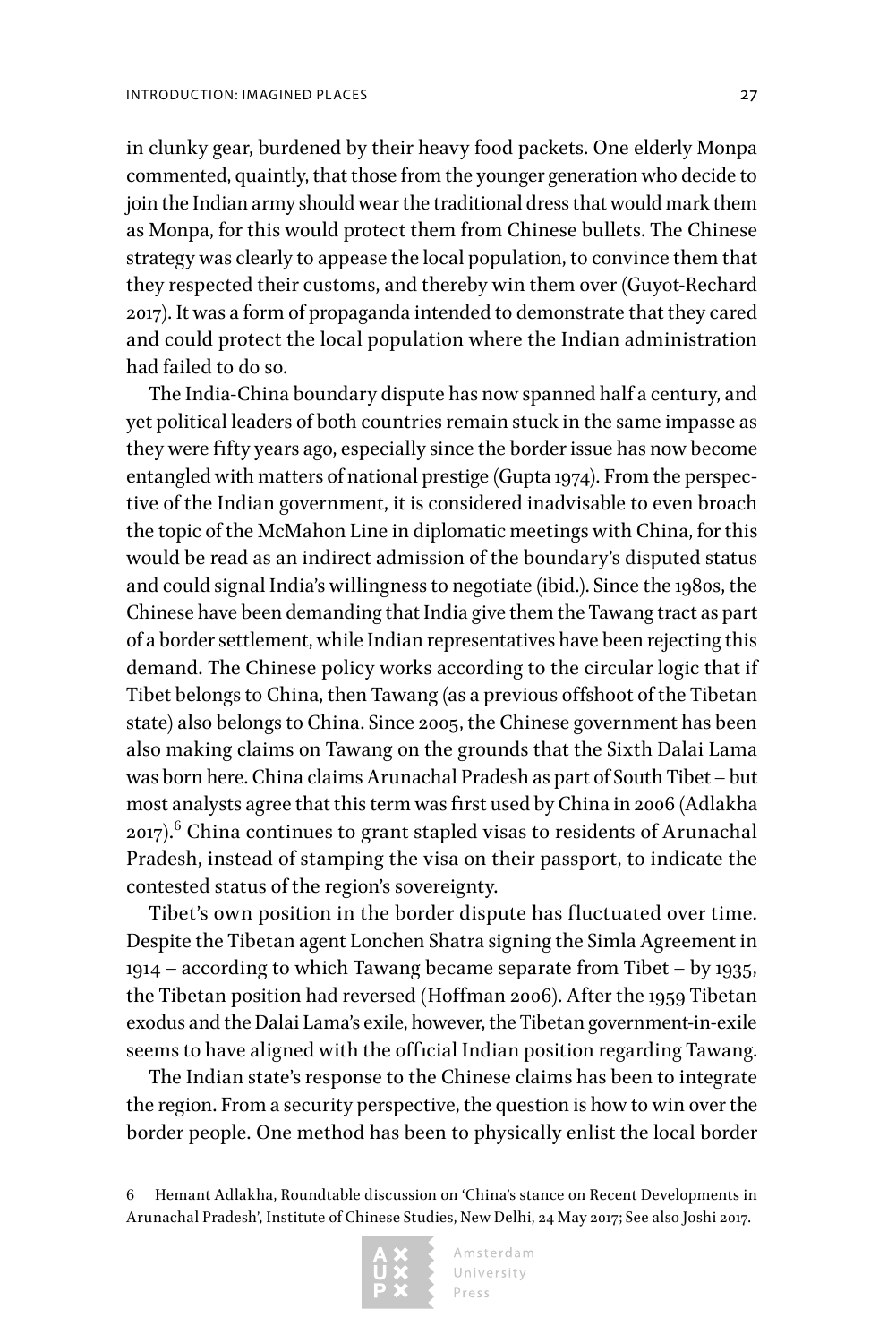in clunky gear, burdened by their heavy food packets. One elderly Monpa commented, quaintly, that those from the younger generation who decide to join the Indian army should wear the traditional dress that would mark them as Monpa, for this would protect them from Chinese bullets. The Chinese strategy was clearly to appease the local population, to convince them that they respected their customs, and thereby win them over (Guyot-Rechard 2017). It was a form of propaganda intended to demonstrate that they cared and could protect the local population where the Indian administration had failed to do so.

The India-China boundary dispute has now spanned half a century, and yet political leaders of both countries remain stuck in the same impasse as they were fifty years ago, especially since the border issue has now become entangled with matters of national prestige (Gupta 1974). From the perspective of the Indian government, it is considered inadvisable to even broach the topic of the McMahon Line in diplomatic meetings with China, for this would be read as an indirect admission of the boundary's disputed status and could signal India's willingness to negotiate (ibid.). Since the 1980s, the Chinese have been demanding that India give them the Tawang tract as part of a border settlement, while Indian representatives have been rejecting this demand. The Chinese policy works according to the circular logic that if Tibet belongs to China, then Tawang (as a previous offshoot of the Tibetan state) also belongs to China. Since 2005, the Chinese government has been also making claims on Tawang on the grounds that the Sixth Dalai Lama was born here. China claims Arunachal Pradesh as part of South Tibet – but most analysts agree that this term was first used by China in 2006 (Adlakha 2017).[6] China continues to grant stapled visas to residents of Arunachal Pradesh, instead of stamping the visa on their passport, to indicate the contested status of the region's sovereignty.

Tibet's own position in the border dispute has fluctuated over time. Despite the Tibetan agent Lonchen Shatra signing the Simla Agreement in 1914 – according to which Tawang became separate from Tibet – by 1935, the Tibetan position had reversed (Hoffman 2006). After the 1959 Tibetan exodus and the Dalai Lama's exile, however, the Tibetan government-in-exile seems to have aligned with the official Indian position regarding Tawang.

The Indian state's response to the Chinese claims has been to integrate the region. From a security perspective, the question is how to win over the border people. One method has been to physically enlist the local border

6 Hemant Adlakha, Roundtable discussion on 'China's stance on Recent Developments in Arunachal Pradesh', Institute of Chinese Studies, New Delhi, 24 May 2017; See also Joshi 2017.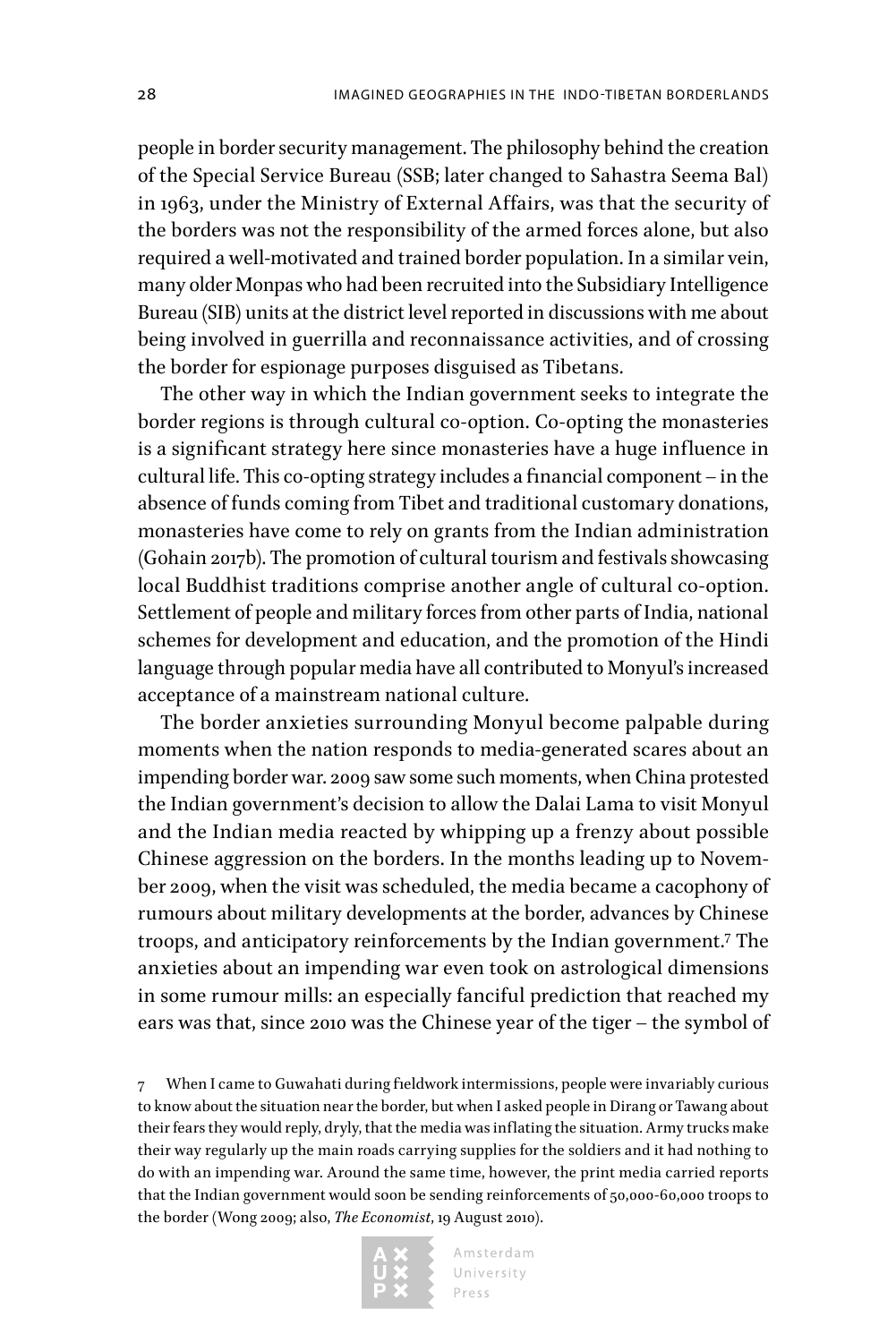people in border security management. The philosophy behind the creation of the Special Service Bureau (SSB; later changed to Sahastra Seema Bal) in 1963, under the Ministry of External Affairs, was that the security of the borders was not the responsibility of the armed forces alone, but also required a well-motivated and trained border population. In a similar vein, many older Monpas who had been recruited into the Subsidiary Intelligence Bureau (SIB) units at the district level reported in discussions with me about being involved in guerrilla and reconnaissance activities, and of crossing the border for espionage purposes disguised as Tibetans.

The other way in which the Indian government seeks to integrate the border regions is through cultural co-option. Co-opting the monasteries is a significant strategy here since monasteries have a huge influence in cultural life. This co-opting strategy includes a financial component – in the absence of funds coming from Tibet and traditional customary donations, monasteries have come to rely on grants from the Indian administration (Gohain 2017b). The promotion of cultural tourism and festivals showcasing local Buddhist traditions comprise another angle of cultural co-option. Settlement of people and military forces from other parts of India, national schemes for development and education, and the promotion of the Hindi language through popular media have all contributed to Monyul's increased acceptance of a mainstream national culture.

The border anxieties surrounding Monyul become palpable during moments when the nation responds to media-generated scares about an impending border war. 2009 saw some such moments, when China protested the Indian government's decision to allow the Dalai Lama to visit Monyul and the Indian media reacted by whipping up a frenzy about possible Chinese aggression on the borders. In the months leading up to November 2009, when the visit was scheduled, the media became a cacophony of rumours about military developments at the border, advances by Chinese troops, and anticipatory reinforcements by the Indian government.[7] The anxieties about an impending war even took on astrological dimensions in some rumour mills: an especially fanciful prediction that reached my ears was that, since 2010 was the Chinese year of the tiger – the symbol of

7 When I came to Guwahati during fieldwork intermissions, people were invariably curious to know about the situation near the border, but when I asked people in Dirang or Tawang about their fears they would reply, dryly, that the media was inflating the situation. Army trucks make their way regularly up the main roads carrying supplies for the soldiers and it had nothing to do with an impending war. Around the same time, however, the print media carried reports that the Indian government would soon be sending reinforcements of 50,000-60,000 troops to the border (Wong 2009; also, *The Economist*, 19 August 2010).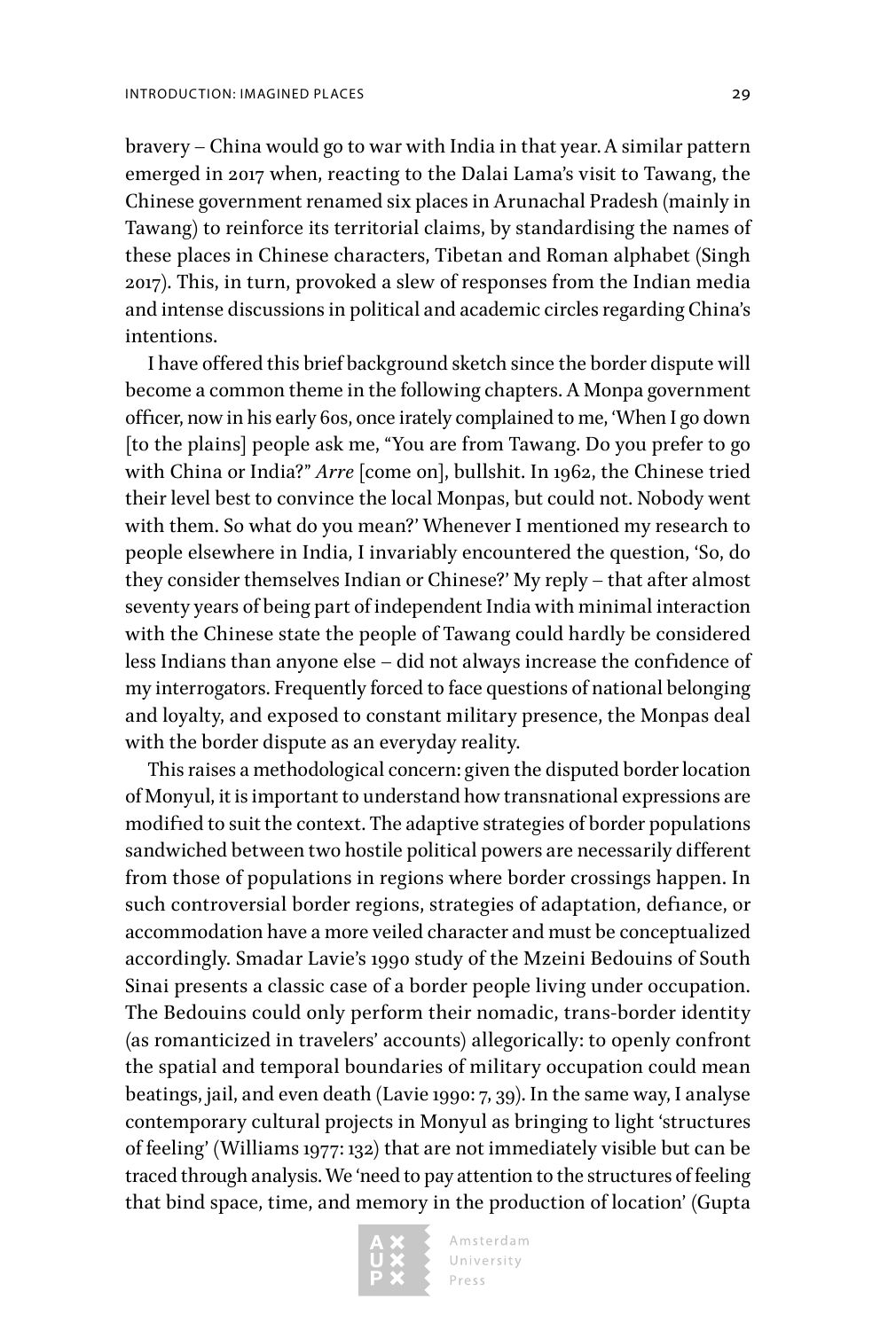bravery – China would go to war with India in that year. A similar pattern emerged in 2017 when, reacting to the Dalai Lama's visit to Tawang, the Chinese government renamed six places in Arunachal Pradesh (mainly in Tawang) to reinforce its territorial claims, by standardising the names of these places in Chinese characters, Tibetan and Roman alphabet (Singh 2017). This, in turn, provoked a slew of responses from the Indian media and intense discussions in political and academic circles regarding China's intentions.

I have offered this brief background sketch since the border dispute will become a common theme in the following chapters. A Monpa government officer, now in his early 60s, once irately complained to me, 'When I go down [to the plains] people ask me, "You are from Tawang. Do you prefer to go with China or India?" *Arre* [come on], bullshit. In 1962, the Chinese tried their level best to convince the local Monpas, but could not. Nobody went with them. So what do you mean?' Whenever I mentioned my research to people elsewhere in India, I invariably encountered the question, 'So, do they consider themselves Indian or Chinese?' My reply – that after almost seventy years of being part of independent India with minimal interaction with the Chinese state the people of Tawang could hardly be considered less Indians than anyone else – did not always increase the confidence of my interrogators. Frequently forced to face questions of national belonging and loyalty, and exposed to constant military presence, the Monpas deal with the border dispute as an everyday reality.

This raises a methodological concern: given the disputed border location of Monyul, it is important to understand how transnational expressions are modified to suit the context. The adaptive strategies of border populations sandwiched between two hostile political powers are necessarily different from those of populations in regions where border crossings happen. In such controversial border regions, strategies of adaptation, defiance, or accommodation have a more veiled character and must be conceptualized accordingly. Smadar Lavie's 1990 study of the Mzeini Bedouins of South Sinai presents a classic case of a border people living under occupation. The Bedouins could only perform their nomadic, trans-border identity (as romanticized in travelers' accounts) allegorically: to openly confront the spatial and temporal boundaries of military occupation could mean beatings, jail, and even death (Lavie 1990: 7, 39). In the same way, I analyse contemporary cultural projects in Monyul as bringing to light 'structures of feeling' (Williams 1977: 132) that are not immediately visible but can be traced through analysis. We 'need to pay attention to the structures of feeling that bind space, time, and memory in the production of location' (Gupta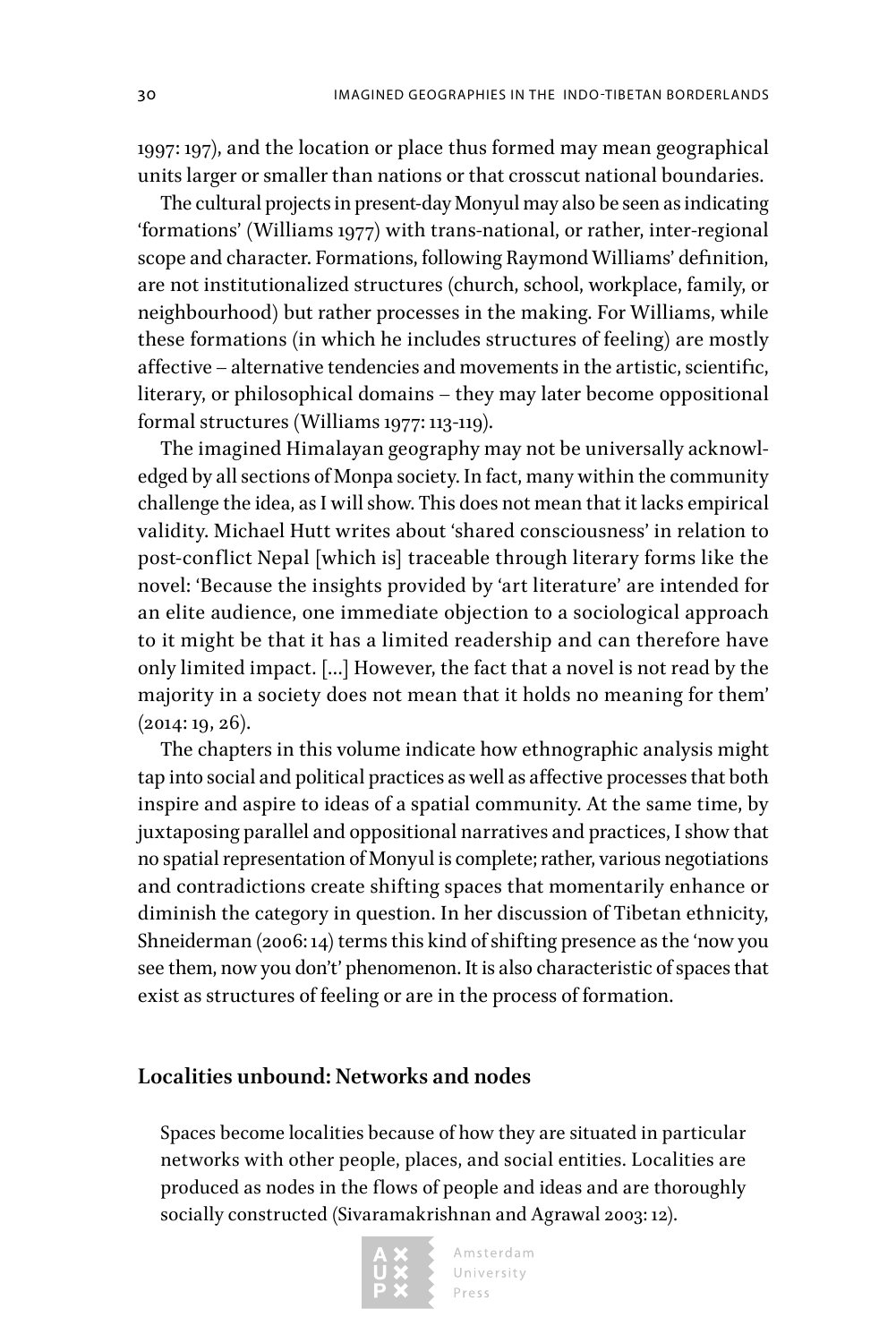1997: 197), and the location or place thus formed may mean geographical units larger or smaller than nations or that crosscut national boundaries.

The cultural projects in present-day Monyul may also be seen as indicating 'formations' (Williams 1977) with trans-national, or rather, inter-regional scope and character. Formations, following Raymond Williams' definition, are not institutionalized structures (church, school, workplace, family, or neighbourhood) but rather processes in the making. For Williams, while these formations (in which he includes structures of feeling) are mostly affective – alternative tendencies and movements in the artistic, scientific, literary, or philosophical domains – they may later become oppositional formal structures (Williams 1977: 113-119).

The imagined Himalayan geography may not be universally acknowledged by all sections of Monpa society. In fact, many within the community challenge the idea, as I will show. This does not mean that it lacks empirical validity. Michael Hutt writes about 'shared consciousness' in relation to post-conflict Nepal [which is] traceable through literary forms like the novel: 'Because the insights provided by 'art literature' are intended for an elite audience, one immediate objection to a sociological approach to it might be that it has a limited readership and can therefore have only limited impact. […] However, the fact that a novel is not read by the majority in a society does not mean that it holds no meaning for them' (2014: 19, 26).

The chapters in this volume indicate how ethnographic analysis might tap into social and political practices as well as affective processes that both inspire and aspire to ideas of a spatial community. At the same time, by juxtaposing parallel and oppositional narratives and practices, I show that no spatial representation of Monyul is complete; rather, various negotiations and contradictions create shifting spaces that momentarily enhance or diminish the category in question. In her discussion of Tibetan ethnicity, Shneiderman (2006: 14) terms this kind of shifting presence as the 'now you see them, now you don't' phenomenon. It is also characteristic of spaces that exist as structures of feeling or are in the process of formation.

## Localities unbound: Networks and nodes

> Spaces become localities because of how they are situated in particular networks with other people, places, and social entities. Localities are produced as nodes in the flows of people and ideas and are thoroughly socially constructed (Sivaramakrishnan and Agrawal 2003: 12).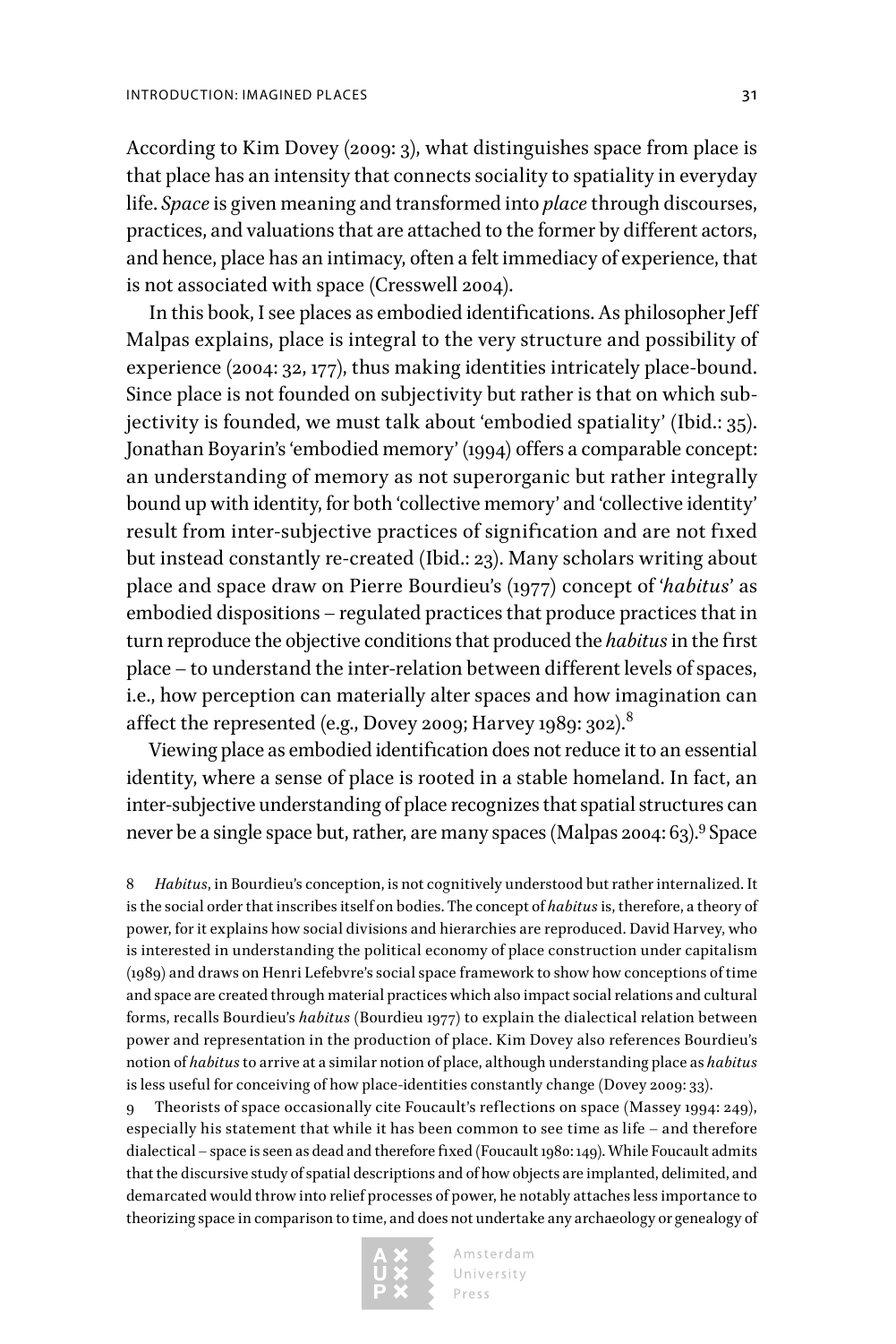According to Kim Dovey (2009: 3), what distinguishes space from place is that place has an intensity that connects sociality to spatiality in everyday life. *Space* is given meaning and transformed into *place* through discourses, practices, and valuations that are attached to the former by different actors, and hence, place has an intimacy, often a felt immediacy of experience, that is not associated with space (Cresswell 2004).

In this book, I see places as embodied identifications. As philosopher Jeff Malpas explains, place is integral to the very structure and possibility of experience (2004: 32, 177), thus making identities intricately place-bound. Since place is not founded on subjectivity but rather is that on which subjectivity is founded, we must talk about 'embodied spatiality' (Ibid.: 35). Jonathan Boyarin's 'embodied memory' (1994) offers a comparable concept: an understanding of memory as not superorganic but rather integrally bound up with identity, for both 'collective memory' and 'collective identity' result from inter-subjective practices of signification and are not fixed but instead constantly re-created (Ibid.: 23). Many scholars writing about place and space draw on Pierre Bourdieu's (1977) concept of '*habitus*' as embodied dispositions – regulated practices that produce practices that in turn reproduce the objective conditions that produced the *habitus* in the first place – to understand the inter-relation between different levels of spaces, i.e., how perception can materially alter spaces and how imagination can affect the represented (e.g., Dovey 2009; Harvey 1989: 302).[8]

Viewing place as embodied identification does not reduce it to an essential identity, where a sense of place is rooted in a stable homeland. In fact, an inter-subjective understanding of place recognizes that spatial structures can never be a single space but, rather, are many spaces (Malpas 2004: 63).[9] Space

8 *Habitus*, in Bourdieu's conception, is not cognitively understood but rather internalized. It is the social order that inscribes itself on bodies. The concept of *habitus* is, therefore, a theory of power, for it explains how social divisions and hierarchies are reproduced. David Harvey, who is interested in understanding the political economy of place construction under capitalism (1989) and draws on Henri Lefebvre's social space framework to show how conceptions of time and space are created through material practices which also impact social relations and cultural forms, recalls Bourdieu's *habitus* (Bourdieu 1977) to explain the dialectical relation between power and representation in the production of place. Kim Dovey also references Bourdieu's notion of *habitus* to arrive at a similar notion of place, although understanding place as *habitus* is less useful for conceiving of how place-identities constantly change (Dovey 2009: 33).

9 Theorists of space occasionally cite Foucault's reflections on space (Massey 1994: 249), especially his statement that while it has been common to see time as life – and therefore dialectical – space is seen as dead and therefore fixed (Foucault 1980: 149). While Foucault admits that the discursive study of spatial descriptions and of how objects are implanted, delimited, and demarcated would throw into relief processes of power, he notably attaches less importance to theorizing space in comparison to time, and does not undertake any archaeology or genealogy of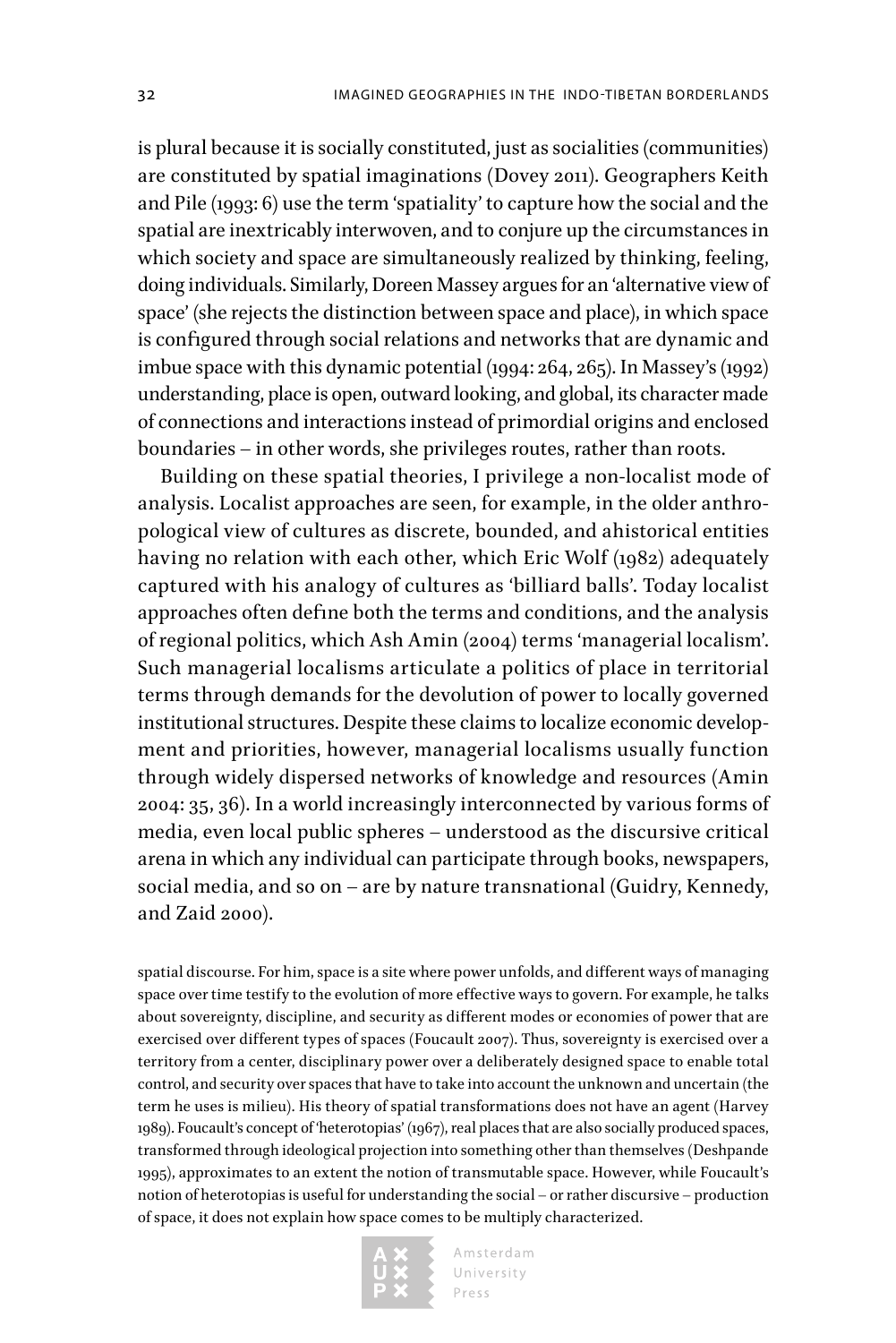is plural because it is socially constituted, just as socialities (communities) are constituted by spatial imaginations (Dovey 2011). Geographers Keith and Pile (1993: 6) use the term 'spatiality' to capture how the social and the spatial are inextricably interwoven, and to conjure up the circumstances in which society and space are simultaneously realized by thinking, feeling, doing individuals. Similarly, Doreen Massey argues for an 'alternative view of space' (she rejects the distinction between space and place), in which space is configured through social relations and networks that are dynamic and imbue space with this dynamic potential (1994: 264, 265). In Massey's (1992) understanding, place is open, outward looking, and global, its character made of connections and interactions instead of primordial origins and enclosed boundaries – in other words, she privileges routes, rather than roots.

Building on these spatial theories, I privilege a non-localist mode of analysis. Localist approaches are seen, for example, in the older anthropological view of cultures as discrete, bounded, and ahistorical entities having no relation with each other, which Eric Wolf (1982) adequately captured with his analogy of cultures as 'billiard balls'. Today localist approaches often define both the terms and conditions, and the analysis of regional politics, which Ash Amin (2004) terms 'managerial localism'. Such managerial localisms articulate a politics of place in territorial terms through demands for the devolution of power to locally governed institutional structures. Despite these claims to localize economic development and priorities, however, managerial localisms usually function through widely dispersed networks of knowledge and resources (Amin 2004: 35, 36). In a world increasingly interconnected by various forms of media, even local public spheres – understood as the discursive critical arena in which any individual can participate through books, newspapers, social media, and so on – are by nature transnational (Guidry, Kennedy, and Zaid 2000).

spatial discourse. For him, space is a site where power unfolds, and different ways of managing space over time testify to the evolution of more effective ways to govern. For example, he talks about sovereignty, discipline, and security as different modes or economies of power that are exercised over different types of spaces (Foucault 2007). Thus, sovereignty is exercised over a territory from a center, disciplinary power over a deliberately designed space to enable total control, and security over spaces that have to take into account the unknown and uncertain (the term he uses is milieu). His theory of spatial transformations does not have an agent (Harvey 1989). Foucault's concept of 'heterotopias' (1967), real places that are also socially produced spaces, transformed through ideological projection into something other than themselves (Deshpande 1995), approximates to an extent the notion of transmutable space. However, while Foucault's notion of heterotopias is useful for understanding the social – or rather discursive – production of space, it does not explain how space comes to be multiply characterized.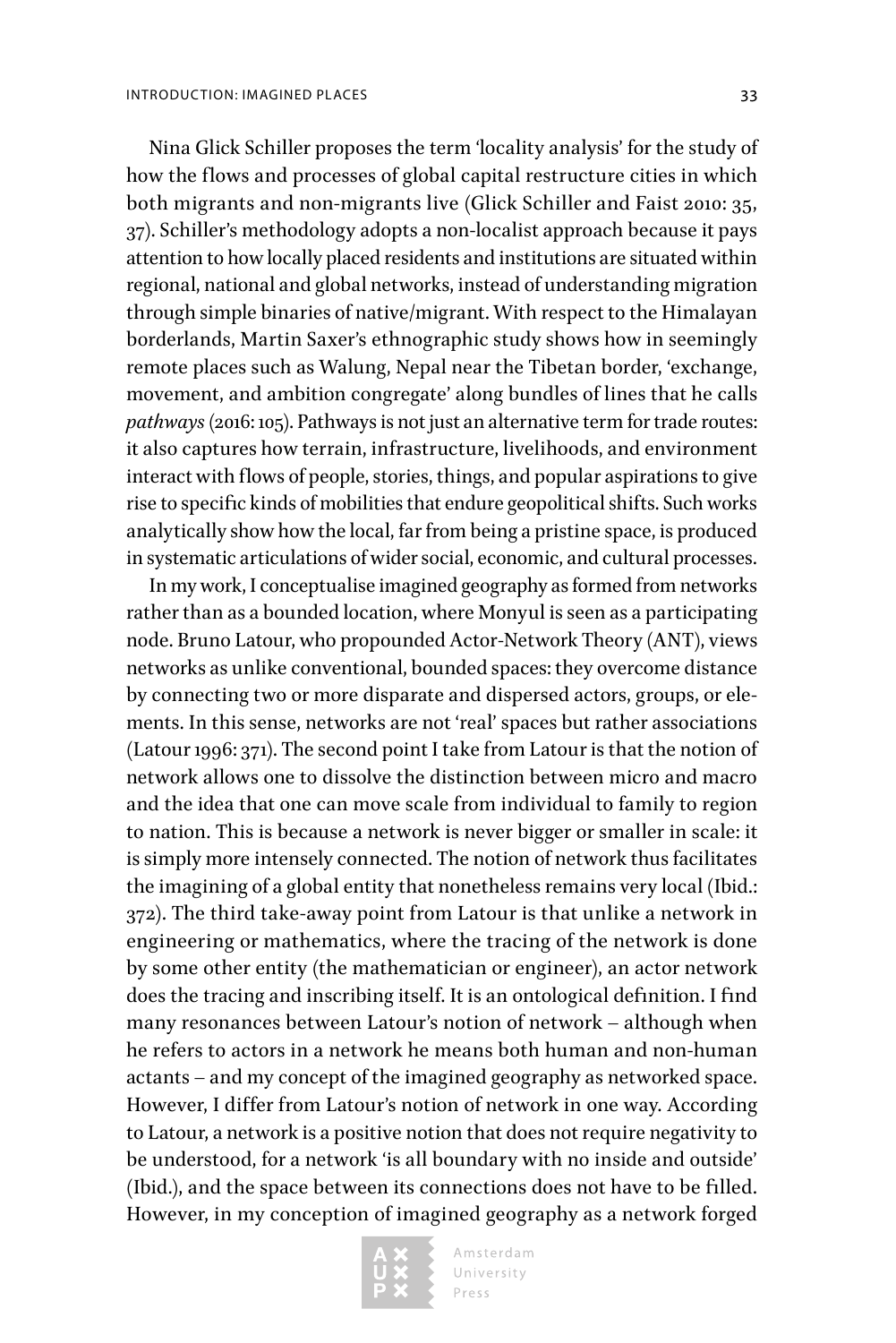Nina Glick Schiller proposes the term 'locality analysis' for the study of how the flows and processes of global capital restructure cities in which both migrants and non-migrants live (Glick Schiller and Faist 2010: 35, 37). Schiller's methodology adopts a non-localist approach because it pays attention to how locally placed residents and institutions are situated within regional, national and global networks, instead of understanding migration through simple binaries of native/migrant. With respect to the Himalayan borderlands, Martin Saxer's ethnographic study shows how in seemingly remote places such as Walung, Nepal near the Tibetan border, 'exchange, movement, and ambition congregate' along bundles of lines that he calls *pathways* (2016: 105). Pathways is not just an alternative term for trade routes: it also captures how terrain, infrastructure, livelihoods, and environment interact with flows of people, stories, things, and popular aspirations to give rise to specific kinds of mobilities that endure geopolitical shifts. Such works analytically show how the local, far from being a pristine space, is produced in systematic articulations of wider social, economic, and cultural processes.

In my work, I conceptualise imagined geography as formed from networks rather than as a bounded location, where Monyul is seen as a participating node. Bruno Latour, who propounded Actor-Network Theory (ANT), views networks as unlike conventional, bounded spaces: they overcome distance by connecting two or more disparate and dispersed actors, groups, or elements. In this sense, networks are not 'real' spaces but rather associations (Latour 1996: 371). The second point I take from Latour is that the notion of network allows one to dissolve the distinction between micro and macro and the idea that one can move scale from individual to family to region to nation. This is because a network is never bigger or smaller in scale: it is simply more intensely connected. The notion of network thus facilitates the imagining of a global entity that nonetheless remains very local (Ibid.: 372). The third take-away point from Latour is that unlike a network in engineering or mathematics, where the tracing of the network is done by some other entity (the mathematician or engineer), an actor network does the tracing and inscribing itself. It is an ontological definition. I find many resonances between Latour's notion of network – although when he refers to actors in a network he means both human and non-human actants – and my concept of the imagined geography as networked space. However, I differ from Latour's notion of network in one way. According to Latour, a network is a positive notion that does not require negativity to be understood, for a network 'is all boundary with no inside and outside' (Ibid.), and the space between its connections does not have to be filled. However, in my conception of imagined geography as a network forged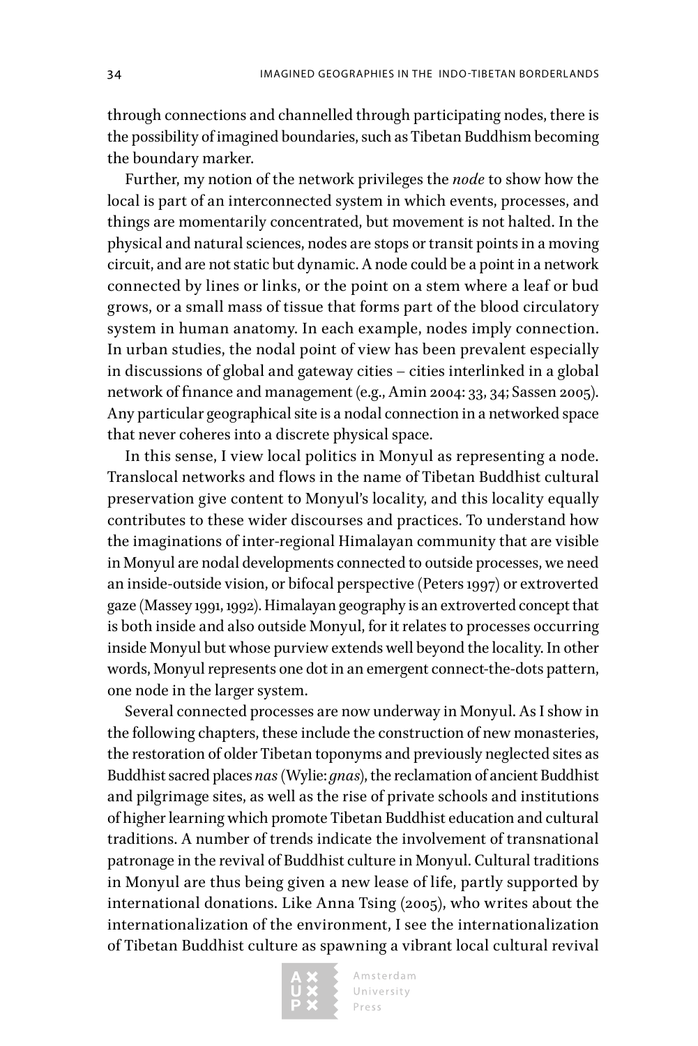through connections and channelled through participating nodes, there is the possibility of imagined boundaries, such as Tibetan Buddhism becoming the boundary marker.

Further, my notion of the network privileges the *node* to show how the local is part of an interconnected system in which events, processes, and things are momentarily concentrated, but movement is not halted. In the physical and natural sciences, nodes are stops or transit points in a moving circuit, and are not static but dynamic. A node could be a point in a network connected by lines or links, or the point on a stem where a leaf or bud grows, or a small mass of tissue that forms part of the blood circulatory system in human anatomy. In each example, nodes imply connection. In urban studies, the nodal point of view has been prevalent especially in discussions of global and gateway cities – cities interlinked in a global network of finance and management (e.g., Amin 2004: 33, 34; Sassen 2005). Any particular geographical site is a nodal connection in a networked space that never coheres into a discrete physical space.

In this sense, I view local politics in Monyul as representing a node. Translocal networks and flows in the name of Tibetan Buddhist cultural preservation give content to Monyul's locality, and this locality equally contributes to these wider discourses and practices. To understand how the imaginations of inter-regional Himalayan community that are visible in Monyul are nodal developments connected to outside processes, we need an inside-outside vision, or bifocal perspective (Peters 1997) or extroverted gaze (Massey 1991, 1992). Himalayan geography is an extroverted concept that is both inside and also outside Monyul, for it relates to processes occurring inside Monyul but whose purview extends well beyond the locality. In other words, Monyul represents one dot in an emergent connect-the-dots pattern, one node in the larger system.

Several connected processes are now underway in Monyul. As I show in the following chapters, these include the construction of new monasteries, the restoration of older Tibetan toponyms and previously neglected sites as Buddhist sacred places *nas* (Wylie: *gnas*), the reclamation of ancient Buddhist and pilgrimage sites, as well as the rise of private schools and institutions of higher learning which promote Tibetan Buddhist education and cultural traditions. A number of trends indicate the involvement of transnational patronage in the revival of Buddhist culture in Monyul. Cultural traditions in Monyul are thus being given a new lease of life, partly supported by international donations. Like Anna Tsing (2005), who writes about the internationalization of the environment, I see the internationalization of Tibetan Buddhist culture as spawning a vibrant local cultural revival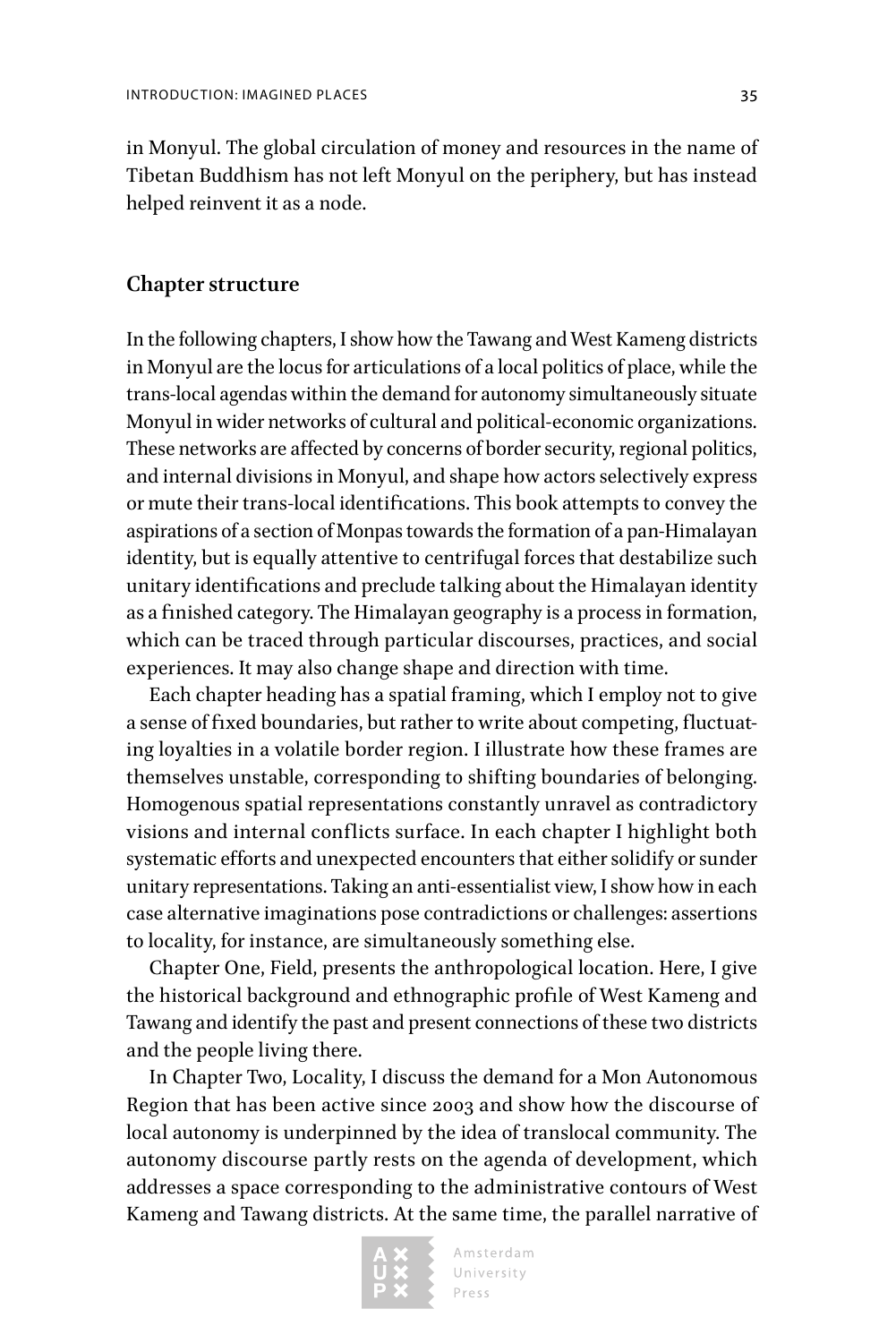in Monyul. The global circulation of money and resources in the name of Tibetan Buddhism has not left Monyul on the periphery, but has instead helped reinvent it as a node.

## Chapter structure

In the following chapters, I show how the Tawang and West Kameng districts in Monyul are the locus for articulations of a local politics of place, while the trans-local agendas within the demand for autonomy simultaneously situate Monyul in wider networks of cultural and political-economic organizations. These networks are affected by concerns of border security, regional politics, and internal divisions in Monyul, and shape how actors selectively express or mute their trans-local identifications. This book attempts to convey the aspirations of a section of Monpas towards the formation of a pan-Himalayan identity, but is equally attentive to centrifugal forces that destabilize such unitary identifications and preclude talking about the Himalayan identity as a finished category. The Himalayan geography is a process in formation, which can be traced through particular discourses, practices, and social experiences. It may also change shape and direction with time.

Each chapter heading has a spatial framing, which I employ not to give a sense of fixed boundaries, but rather to write about competing, fluctuating loyalties in a volatile border region. I illustrate how these frames are themselves unstable, corresponding to shifting boundaries of belonging. Homogenous spatial representations constantly unravel as contradictory visions and internal conflicts surface. In each chapter I highlight both systematic efforts and unexpected encounters that either solidify or sunder unitary representations. Taking an anti-essentialist view, I show how in each case alternative imaginations pose contradictions or challenges: assertions to locality, for instance, are simultaneously something else.

Chapter One, Field, presents the anthropological location. Here, I give the historical background and ethnographic profile of West Kameng and Tawang and identify the past and present connections of these two districts and the people living there.

In Chapter Two, Locality, I discuss the demand for a Mon Autonomous Region that has been active since 2003 and show how the discourse of local autonomy is underpinned by the idea of translocal community. The autonomy discourse partly rests on the agenda of development, which addresses a space corresponding to the administrative contours of West Kameng and Tawang districts. At the same time, the parallel narrative of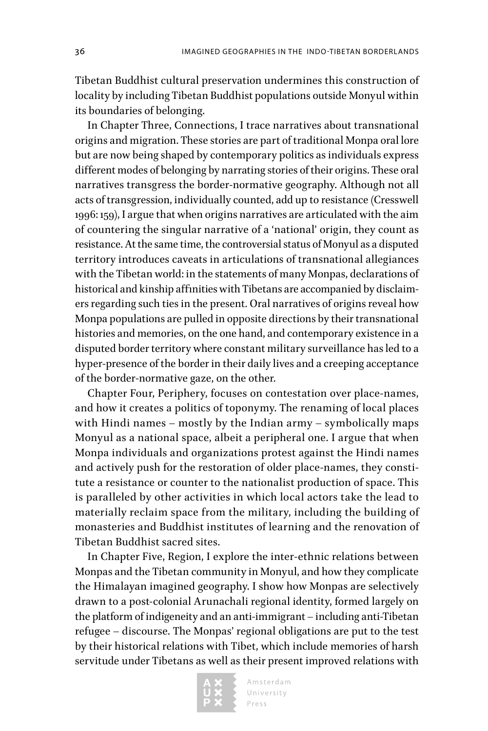Tibetan Buddhist cultural preservation undermines this construction of locality by including Tibetan Buddhist populations outside Monyul within its boundaries of belonging.

In Chapter Three, Connections, I trace narratives about transnational origins and migration. These stories are part of traditional Monpa oral lore but are now being shaped by contemporary politics as individuals express different modes of belonging by narrating stories of their origins. These oral narratives transgress the border-normative geography. Although not all acts of transgression, individually counted, add up to resistance (Cresswell 1996: 159), I argue that when origins narratives are articulated with the aim of countering the singular narrative of a 'national' origin, they count as resistance. At the same time, the controversial status of Monyul as a disputed territory introduces caveats in articulations of transnational allegiances with the Tibetan world: in the statements of many Monpas, declarations of historical and kinship affinities with Tibetans are accompanied by disclaimers regarding such ties in the present. Oral narratives of origins reveal how Monpa populations are pulled in opposite directions by their transnational histories and memories, on the one hand, and contemporary existence in a disputed border territory where constant military surveillance has led to a hyper-presence of the border in their daily lives and a creeping acceptance of the border-normative gaze, on the other.

Chapter Four, Periphery, focuses on contestation over place-names, and how it creates a politics of toponymy. The renaming of local places with Hindi names – mostly by the Indian army – symbolically maps Monyul as a national space, albeit a peripheral one. I argue that when Monpa individuals and organizations protest against the Hindi names and actively push for the restoration of older place-names, they constitute a resistance or counter to the nationalist production of space. This is paralleled by other activities in which local actors take the lead to materially reclaim space from the military, including the building of monasteries and Buddhist institutes of learning and the renovation of Tibetan Buddhist sacred sites.

In Chapter Five, Region, I explore the inter-ethnic relations between Monpas and the Tibetan community in Monyul, and how they complicate the Himalayan imagined geography. I show how Monpas are selectively drawn to a post-colonial Arunachali regional identity, formed largely on the platform of indigeneity and an anti-immigrant – including anti-Tibetan refugee – discourse. The Monpas' regional obligations are put to the test by their historical relations with Tibet, which include memories of harsh servitude under Tibetans as well as their present improved relations with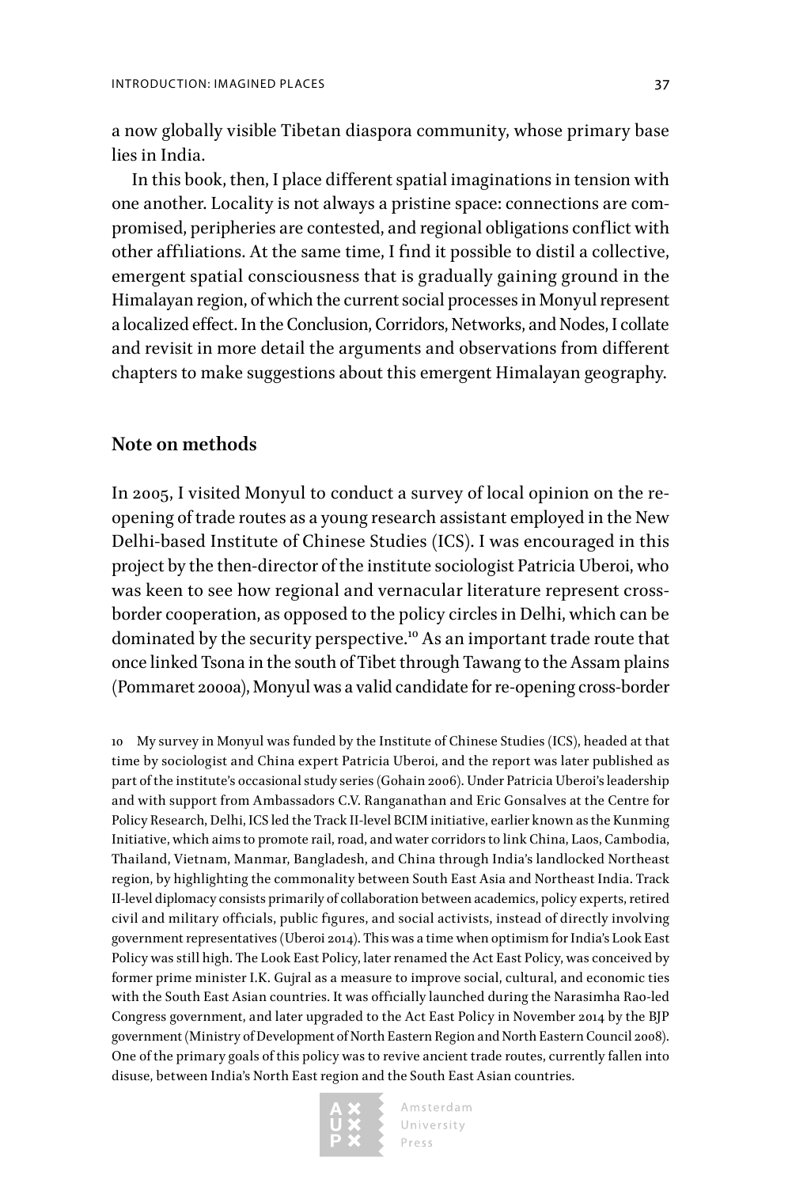a now globally visible Tibetan diaspora community, whose primary base lies in India.

In this book, then, I place different spatial imaginations in tension with one another. Locality is not always a pristine space: connections are compromised, peripheries are contested, and regional obligations conflict with other affiliations. At the same time, I find it possible to distil a collective, emergent spatial consciousness that is gradually gaining ground in the Himalayan region, of which the current social processes in Monyul represent a localized effect. In the Conclusion, Corridors, Networks, and Nodes, I collate and revisit in more detail the arguments and observations from different chapters to make suggestions about this emergent Himalayan geography.

## Note on methods

In 2005, I visited Monyul to conduct a survey of local opinion on the re-opening of trade routes as a young research assistant employed in the New Delhi-based Institute of Chinese Studies (ICS). I was encouraged in this project by the then-director of the institute sociologist Patricia Uberoi, who was keen to see how regional and vernacular literature represent cross-border cooperation, as opposed to the policy circles in Delhi, which can be dominated by the security perspective.[10] As an important trade route that once linked Tsona in the south of Tibet through Tawang to the Assam plains (Pommaret 2000a), Monyul was a valid candidate for re-opening cross-border

10 My survey in Monyul was funded by the Institute of Chinese Studies (ICS), headed at that time by sociologist and China expert Patricia Uberoi, and the report was later published as part of the institute's occasional study series (Gohain 2006). Under Patricia Uberoi's leadership and with support from Ambassadors C.V. Ranganathan and Eric Gonsalves at the Centre for Policy Research, Delhi, ICS led the Track II-level BCIM initiative, earlier known as the Kunming Initiative, which aims to promote rail, road, and water corridors to link China, Laos, Cambodia, Thailand, Vietnam, Manmar, Bangladesh, and China through India's landlocked Northeast region, by highlighting the commonality between South East Asia and Northeast India. Track II-level diplomacy consists primarily of collaboration between academics, policy experts, retired civil and military officials, public figures, and social activists, instead of directly involving government representatives (Uberoi 2014). This was a time when optimism for India's Look East Policy was still high. The Look East Policy, later renamed the Act East Policy, was conceived by former prime minister I.K. Gujral as a measure to improve social, cultural, and economic ties with the South East Asian countries. It was officially launched during the Narasimha Rao-led Congress government, and later upgraded to the Act East Policy in November 2014 by the BJP government (Ministry of Development of North Eastern Region and North Eastern Council 2008). One of the primary goals of this policy was to revive ancient trade routes, currently fallen into disuse, between India's North East region and the South East Asian countries.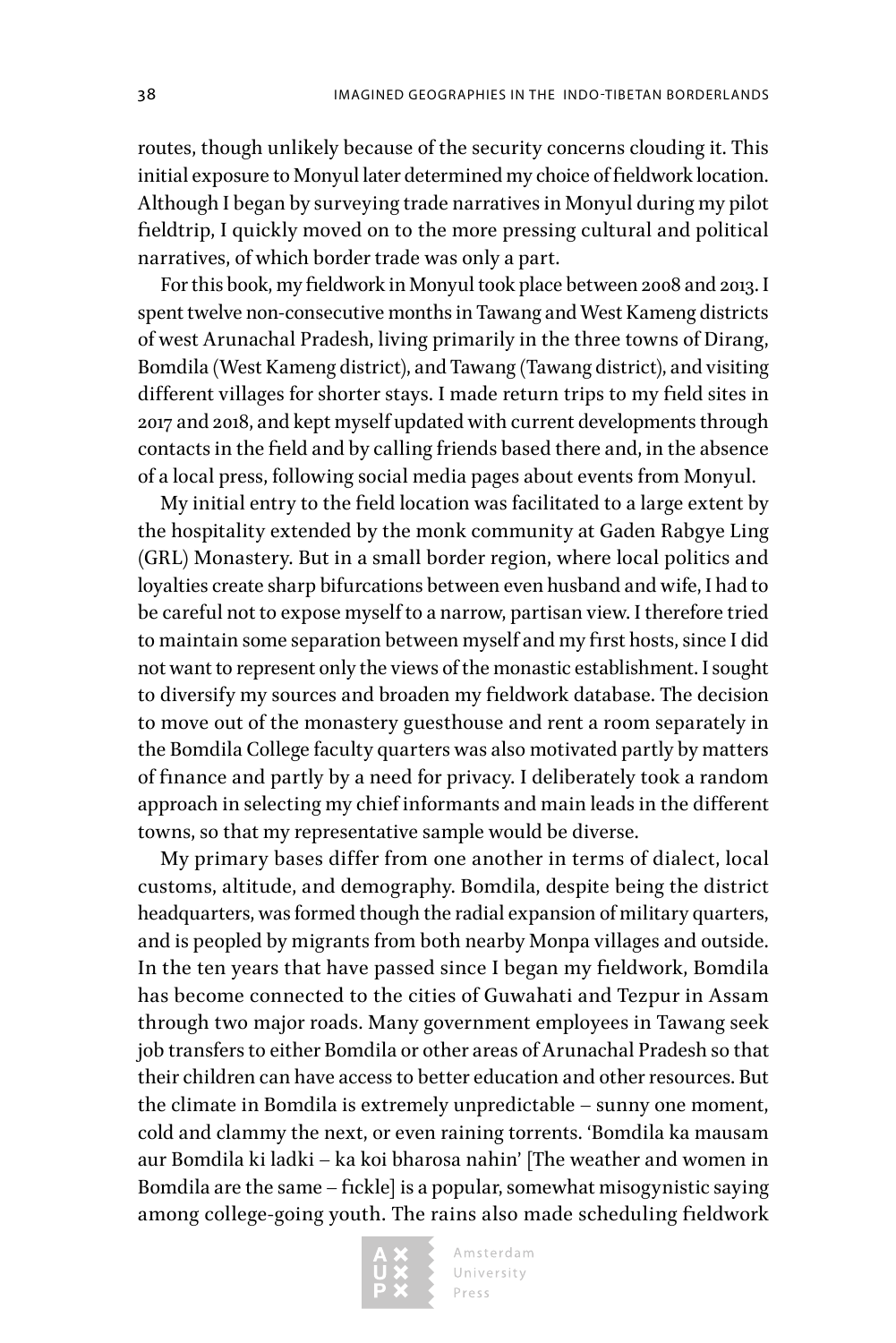routes, though unlikely because of the security concerns clouding it. This initial exposure to Monyul later determined my choice of fieldwork location. Although I began by surveying trade narratives in Monyul during my pilot fieldtrip, I quickly moved on to the more pressing cultural and political narratives, of which border trade was only a part.

For this book, my fieldwork in Monyul took place between 2008 and 2013. I spent twelve non-consecutive months in Tawang and West Kameng districts of west Arunachal Pradesh, living primarily in the three towns of Dirang, Bomdila (West Kameng district), and Tawang (Tawang district), and visiting different villages for shorter stays. I made return trips to my field sites in 2017 and 2018, and kept myself updated with current developments through contacts in the field and by calling friends based there and, in the absence of a local press, following social media pages about events from Monyul.

My initial entry to the field location was facilitated to a large extent by the hospitality extended by the monk community at Gaden Rabgye Ling (GRL) Monastery. But in a small border region, where local politics and loyalties create sharp bifurcations between even husband and wife, I had to be careful not to expose myself to a narrow, partisan view. I therefore tried to maintain some separation between myself and my first hosts, since I did not want to represent only the views of the monastic establishment. I sought to diversify my sources and broaden my fieldwork database. The decision to move out of the monastery guesthouse and rent a room separately in the Bomdila College faculty quarters was also motivated partly by matters of finance and partly by a need for privacy. I deliberately took a random approach in selecting my chief informants and main leads in the different towns, so that my representative sample would be diverse.

My primary bases differ from one another in terms of dialect, local customs, altitude, and demography. Bomdila, despite being the district headquarters, was formed though the radial expansion of military quarters, and is peopled by migrants from both nearby Monpa villages and outside. In the ten years that have passed since I began my fieldwork, Bomdila has become connected to the cities of Guwahati and Tezpur in Assam through two major roads. Many government employees in Tawang seek job transfers to either Bomdila or other areas of Arunachal Pradesh so that their children can have access to better education and other resources. But the climate in Bomdila is extremely unpredictable – sunny one moment, cold and clammy the next, or even raining torrents. 'Bomdila ka mausam aur Bomdila ki ladki – ka koi bharosa nahin' [The weather and women in Bomdila are the same – fickle] is a popular, somewhat misogynistic saying among college-going youth. The rains also made scheduling fieldwork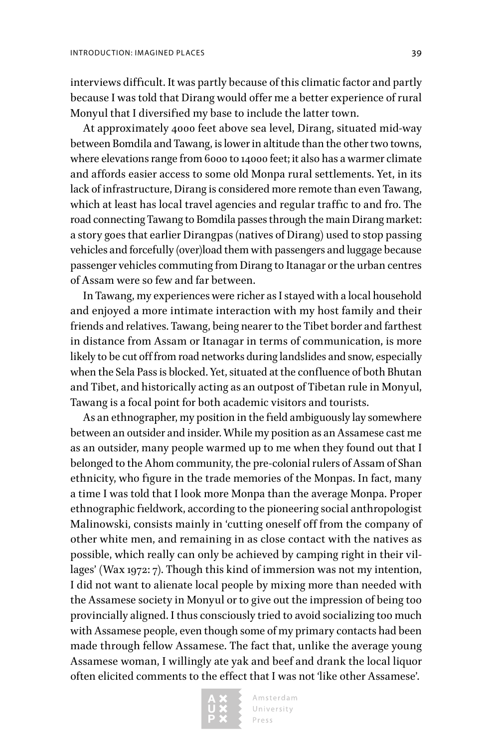interviews difficult. It was partly because of this climatic factor and partly because I was told that Dirang would offer me a better experience of rural Monyul that I diversified my base to include the latter town.

At approximately 4000 feet above sea level, Dirang, situated mid-way between Bomdila and Tawang, is lower in altitude than the other two towns, where elevations range from 6000 to 14000 feet; it also has a warmer climate and affords easier access to some old Monpa rural settlements. Yet, in its lack of infrastructure, Dirang is considered more remote than even Tawang, which at least has local travel agencies and regular traffic to and fro. The road connecting Tawang to Bomdila passes through the main Dirang market: a story goes that earlier Dirangpas (natives of Dirang) used to stop passing vehicles and forcefully (over)load them with passengers and luggage because passenger vehicles commuting from Dirang to Itanagar or the urban centres of Assam were so few and far between.

In Tawang, my experiences were richer as I stayed with a local household and enjoyed a more intimate interaction with my host family and their friends and relatives. Tawang, being nearer to the Tibet border and farthest in distance from Assam or Itanagar in terms of communication, is more likely to be cut off from road networks during landslides and snow, especially when the Sela Pass is blocked. Yet, situated at the confluence of both Bhutan and Tibet, and historically acting as an outpost of Tibetan rule in Monyul, Tawang is a focal point for both academic visitors and tourists.

As an ethnographer, my position in the field ambiguously lay somewhere between an outsider and insider. While my position as an Assamese cast me as an outsider, many people warmed up to me when they found out that I belonged to the Ahom community, the pre-colonial rulers of Assam of Shan ethnicity, who figure in the trade memories of the Monpas. In fact, many a time I was told that I look more Monpa than the average Monpa. Proper ethnographic fieldwork, according to the pioneering social anthropologist Malinowski, consists mainly in 'cutting oneself off from the company of other white men, and remaining in as close contact with the natives as possible, which really can only be achieved by camping right in their villages' (Wax 1972: 7). Though this kind of immersion was not my intention, I did not want to alienate local people by mixing more than needed with the Assamese society in Monyul or to give out the impression of being too provincially aligned. I thus consciously tried to avoid socializing too much with Assamese people, even though some of my primary contacts had been made through fellow Assamese. The fact that, unlike the average young Assamese woman, I willingly ate yak and beef and drank the local liquor often elicited comments to the effect that I was not 'like other Assamese'.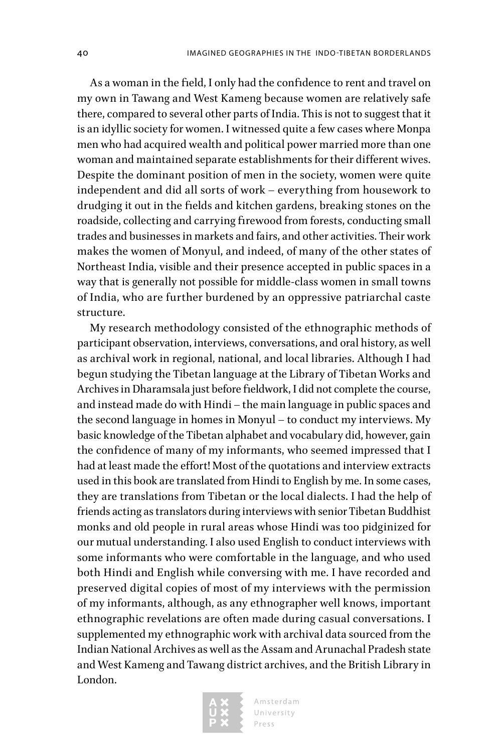As a woman in the field, I only had the confidence to rent and travel on my own in Tawang and West Kameng because women are relatively safe there, compared to several other parts of India. This is not to suggest that it is an idyllic society for women. I witnessed quite a few cases where Monpa men who had acquired wealth and political power married more than one woman and maintained separate establishments for their different wives. Despite the dominant position of men in the society, women were quite independent and did all sorts of work – everything from housework to drudging it out in the fields and kitchen gardens, breaking stones on the roadside, collecting and carrying firewood from forests, conducting small trades and businesses in markets and fairs, and other activities. Their work makes the women of Monyul, and indeed, of many of the other states of Northeast India, visible and their presence accepted in public spaces in a way that is generally not possible for middle-class women in small towns of India, who are further burdened by an oppressive patriarchal caste structure.

My research methodology consisted of the ethnographic methods of participant observation, interviews, conversations, and oral history, as well as archival work in regional, national, and local libraries. Although I had begun studying the Tibetan language at the Library of Tibetan Works and Archives in Dharamsala just before fieldwork, I did not complete the course, and instead made do with Hindi – the main language in public spaces and the second language in homes in Monyul – to conduct my interviews. My basic knowledge of the Tibetan alphabet and vocabulary did, however, gain the confidence of many of my informants, who seemed impressed that I had at least made the effort! Most of the quotations and interview extracts used in this book are translated from Hindi to English by me. In some cases, they are translations from Tibetan or the local dialects. I had the help of friends acting as translators during interviews with senior Tibetan Buddhist monks and old people in rural areas whose Hindi was too pidginized for our mutual understanding. I also used English to conduct interviews with some informants who were comfortable in the language, and who used both Hindi and English while conversing with me. I have recorded and preserved digital copies of most of my interviews with the permission of my informants, although, as any ethnographer well knows, important ethnographic revelations are often made during casual conversations. I supplemented my ethnographic work with archival data sourced from the Indian National Archives as well as the Assam and Arunachal Pradesh state and West Kameng and Tawang district archives, and the British Library in London.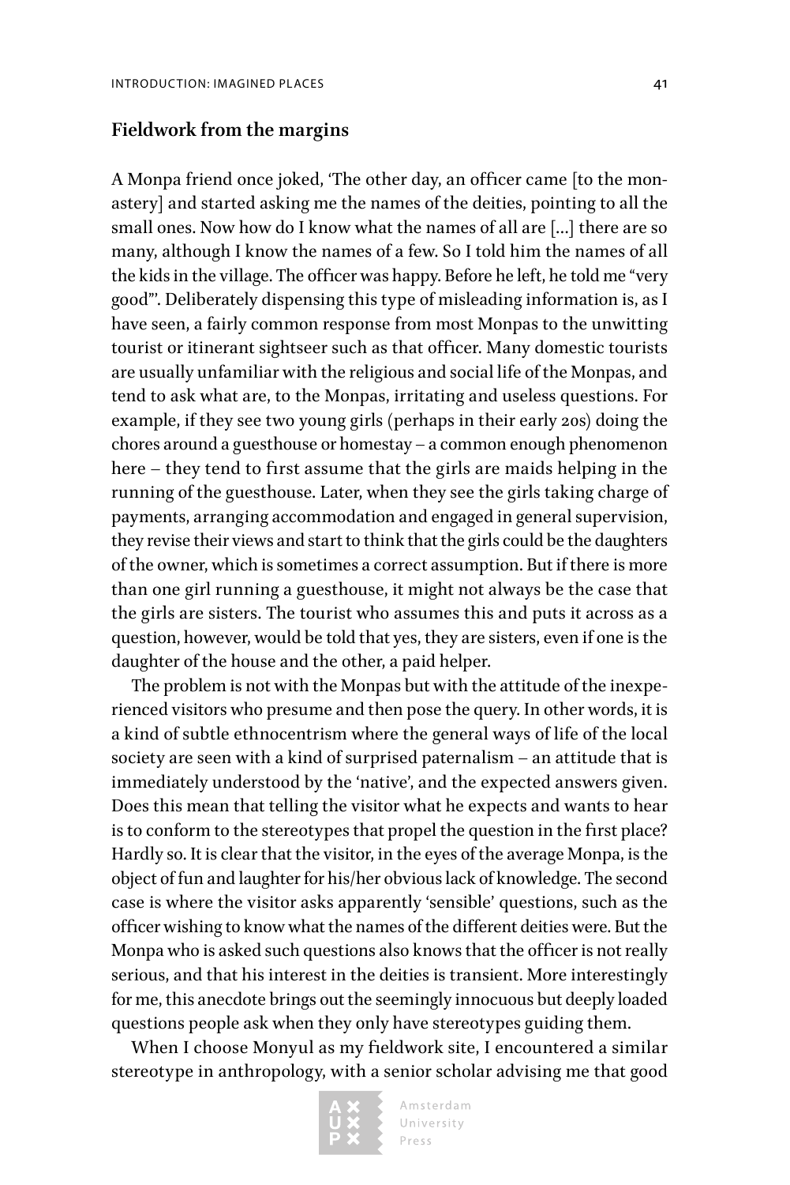## Fieldwork from the margins

A Monpa friend once joked, 'The other day, an officer came [to the monastery] and started asking me the names of the deities, pointing to all the small ones. Now how do I know what the names of all are [...] there are so many, although I know the names of a few. So I told him the names of all the kids in the village. The officer was happy. Before he left, he told me "very good"'. Deliberately dispensing this type of misleading information is, as I have seen, a fairly common response from most Monpas to the unwitting tourist or itinerant sightseer such as that officer. Many domestic tourists are usually unfamiliar with the religious and social life of the Monpas, and tend to ask what are, to the Monpas, irritating and useless questions. For example, if they see two young girls (perhaps in their early 20s) doing the chores around a guesthouse or homestay – a common enough phenomenon here – they tend to first assume that the girls are maids helping in the running of the guesthouse. Later, when they see the girls taking charge of payments, arranging accommodation and engaged in general supervision, they revise their views and start to think that the girls could be the daughters of the owner, which is sometimes a correct assumption. But if there is more than one girl running a guesthouse, it might not always be the case that the girls are sisters. The tourist who assumes this and puts it across as a question, however, would be told that yes, they are sisters, even if one is the daughter of the house and the other, a paid helper.

The problem is not with the Monpas but with the attitude of the inexperienced visitors who presume and then pose the query. In other words, it is a kind of subtle ethnocentrism where the general ways of life of the local society are seen with a kind of surprised paternalism – an attitude that is immediately understood by the 'native', and the expected answers given. Does this mean that telling the visitor what he expects and wants to hear is to conform to the stereotypes that propel the question in the first place? Hardly so. It is clear that the visitor, in the eyes of the average Monpa, is the object of fun and laughter for his/her obvious lack of knowledge. The second case is where the visitor asks apparently 'sensible' questions, such as the officer wishing to know what the names of the different deities were. But the Monpa who is asked such questions also knows that the officer is not really serious, and that his interest in the deities is transient. More interestingly for me, this anecdote brings out the seemingly innocuous but deeply loaded questions people ask when they only have stereotypes guiding them.

When I choose Monyul as my fieldwork site, I encountered a similar stereotype in anthropology, with a senior scholar advising me that good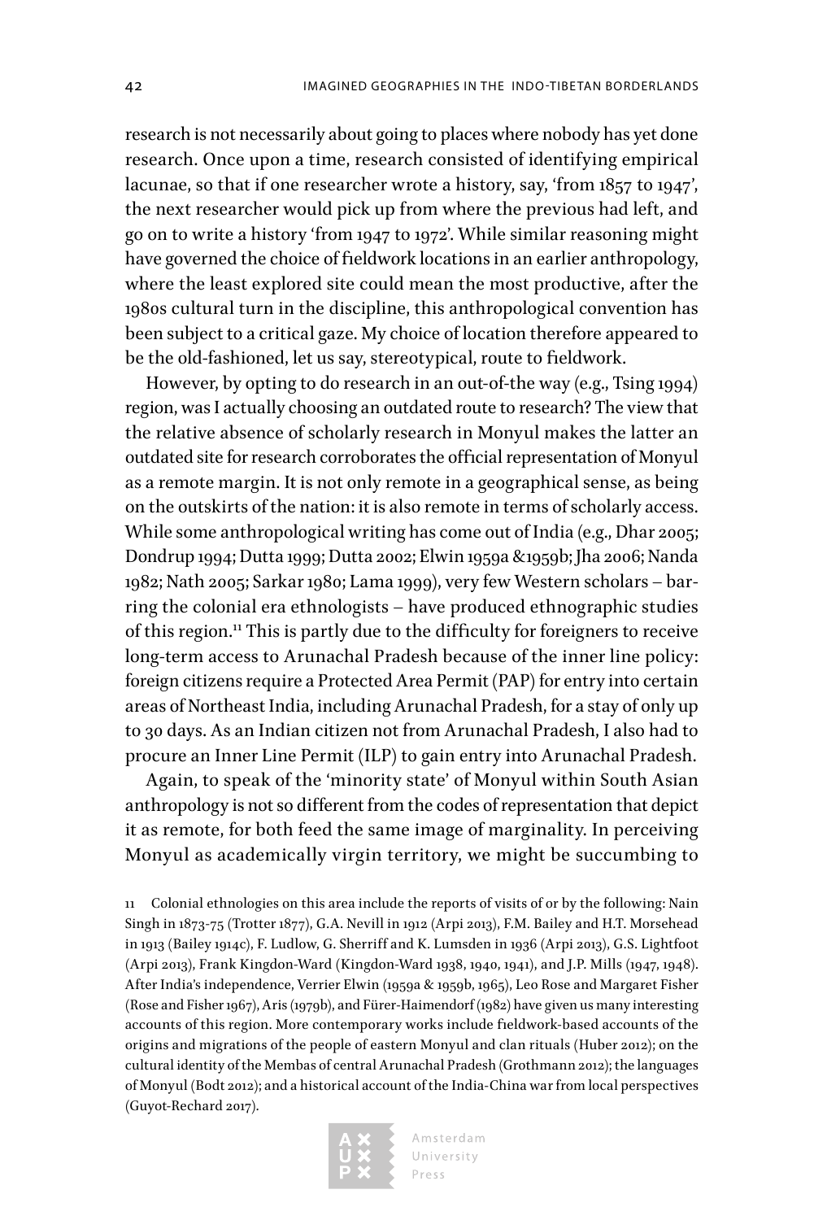research is not necessarily about going to places where nobody has yet done research. Once upon a time, research consisted of identifying empirical lacunae, so that if one researcher wrote a history, say, 'from 1857 to 1947', the next researcher would pick up from where the previous had left, and go on to write a history 'from 1947 to 1972'. While similar reasoning might have governed the choice of fieldwork locations in an earlier anthropology, where the least explored site could mean the most productive, after the 1980s cultural turn in the discipline, this anthropological convention has been subject to a critical gaze. My choice of location therefore appeared to be the old-fashioned, let us say, stereotypical, route to fieldwork.

However, by opting to do research in an out-of-the way (e.g., Tsing 1994) region, was I actually choosing an outdated route to research? The view that the relative absence of scholarly research in Monyul makes the latter an outdated site for research corroborates the official representation of Monyul as a remote margin. It is not only remote in a geographical sense, as being on the outskirts of the nation: it is also remote in terms of scholarly access. While some anthropological writing has come out of India (e.g., Dhar 2005; Dondrup 1994; Dutta 1999; Dutta 2002; Elwin 1959a &1959b; Jha 2006; Nanda 1982; Nath 2005; Sarkar 1980; Lama 1999), very few Western scholars – barring the colonial era ethnologists – have produced ethnographic studies of this region.[11] This is partly due to the difficulty for foreigners to receive long-term access to Arunachal Pradesh because of the inner line policy: foreign citizens require a Protected Area Permit (PAP) for entry into certain areas of Northeast India, including Arunachal Pradesh, for a stay of only up to 30 days. As an Indian citizen not from Arunachal Pradesh, I also had to procure an Inner Line Permit (ILP) to gain entry into Arunachal Pradesh.

Again, to speak of the 'minority state' of Monyul within South Asian anthropology is not so different from the codes of representation that depict it as remote, for both feed the same image of marginality. In perceiving Monyul as academically virgin territory, we might be succumbing to

11 Colonial ethnologies on this area include the reports of visits of or by the following: Nain Singh in 1873-75 (Trotter 1877), G.A. Nevill in 1912 (Arpi 2013), F.M. Bailey and H.T. Morsehead in 1913 (Bailey 1914c), F. Ludlow, G. Sherriff and K. Lumsden in 1936 (Arpi 2013), G.S. Lightfoot (Arpi 2013), Frank Kingdon-Ward (Kingdon-Ward 1938, 1940, 1941), and J.P. Mills (1947, 1948). After India's independence, Verrier Elwin (1959a & 1959b, 1965), Leo Rose and Margaret Fisher (Rose and Fisher 1967), Aris (1979b), and Fürer-Haimendorf (1982) have given us many interesting accounts of this region. More contemporary works include fieldwork-based accounts of the origins and migrations of the people of eastern Monyul and clan rituals (Huber 2012); on the cultural identity of the Membas of central Arunachal Pradesh (Grothmann 2012); the languages of Monyul (Bodt 2012); and a historical account of the India-China war from local perspectives (Guyot-Rechard 2017).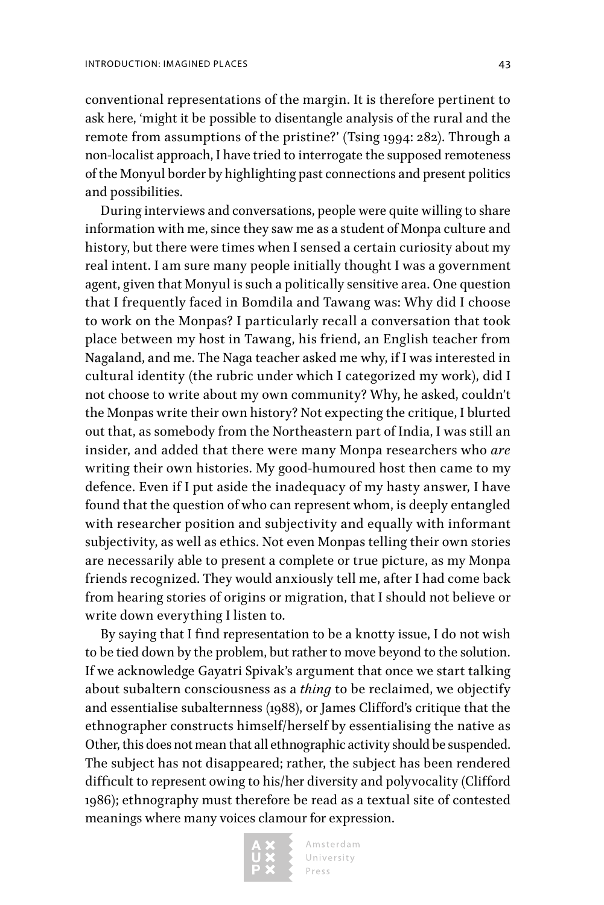conventional representations of the margin. It is therefore pertinent to ask here, 'might it be possible to disentangle analysis of the rural and the remote from assumptions of the pristine?' (Tsing 1994: 282). Through a non-localist approach, I have tried to interrogate the supposed remoteness of the Monyul border by highlighting past connections and present politics and possibilities.

During interviews and conversations, people were quite willing to share information with me, since they saw me as a student of Monpa culture and history, but there were times when I sensed a certain curiosity about my real intent. I am sure many people initially thought I was a government agent, given that Monyul is such a politically sensitive area. One question that I frequently faced in Bomdila and Tawang was: Why did I choose to work on the Monpas? I particularly recall a conversation that took place between my host in Tawang, his friend, an English teacher from Nagaland, and me. The Naga teacher asked me why, if I was interested in cultural identity (the rubric under which I categorized my work), did I not choose to write about my own community? Why, he asked, couldn't the Monpas write their own history? Not expecting the critique, I blurted out that, as somebody from the Northeastern part of India, I was still an insider, and added that there were many Monpa researchers who *are* writing their own histories. My good-humoured host then came to my defence. Even if I put aside the inadequacy of my hasty answer, I have found that the question of who can represent whom, is deeply entangled with researcher position and subjectivity and equally with informant subjectivity, as well as ethics. Not even Monpas telling their own stories are necessarily able to present a complete or true picture, as my Monpa friends recognized. They would anxiously tell me, after I had come back from hearing stories of origins or migration, that I should not believe or write down everything I listen to.

By saying that I find representation to be a knotty issue, I do not wish to be tied down by the problem, but rather to move beyond to the solution. If we acknowledge Gayatri Spivak's argument that once we start talking about subaltern consciousness as a *thing* to be reclaimed, we objectify and essentialise subalternness (1988), or James Clifford's critique that the ethnographer constructs himself/herself by essentialising the native as Other, this does not mean that all ethnographic activity should be suspended. The subject has not disappeared; rather, the subject has been rendered difficult to represent owing to his/her diversity and polyvocality (Clifford 1986); ethnography must therefore be read as a textual site of contested meanings where many voices clamour for expression.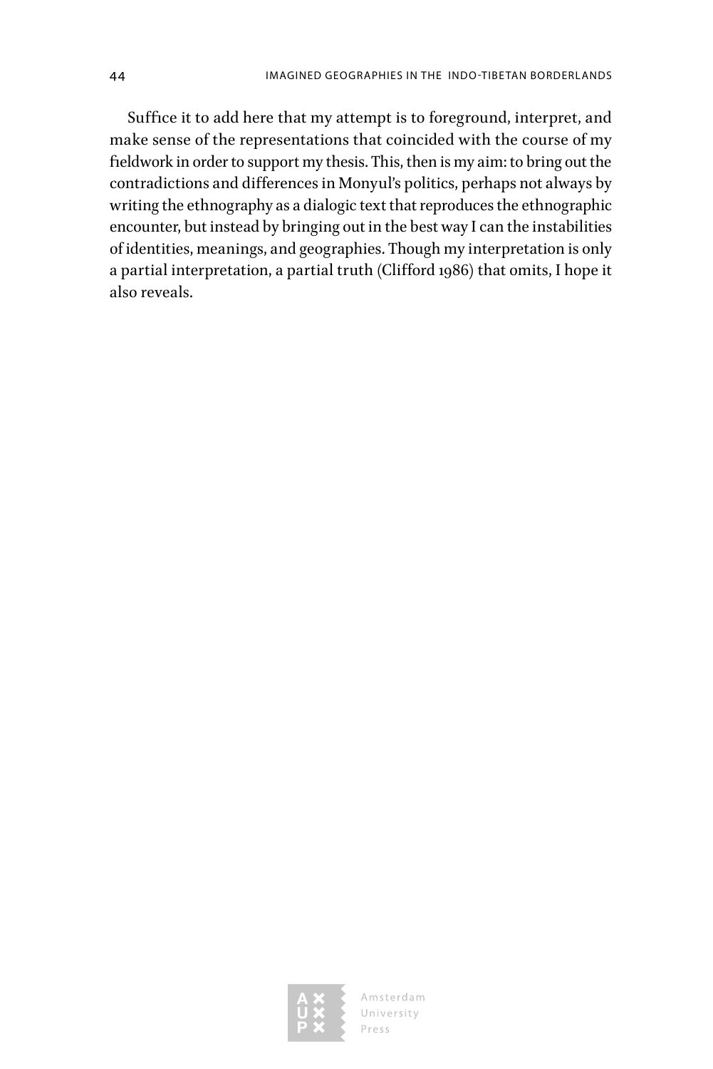Suffice it to add here that my attempt is to foreground, interpret, and make sense of the representations that coincided with the course of my fieldwork in order to support my thesis. This, then is my aim: to bring out the contradictions and differences in Monyul's politics, perhaps not always by writing the ethnography as a dialogic text that reproduces the ethnographic encounter, but instead by bringing out in the best way I can the instabilities of identities, meanings, and geographies. Though my interpretation is only a partial interpretation, a partial truth (Clifford 1986) that omits, I hope it also reveals.